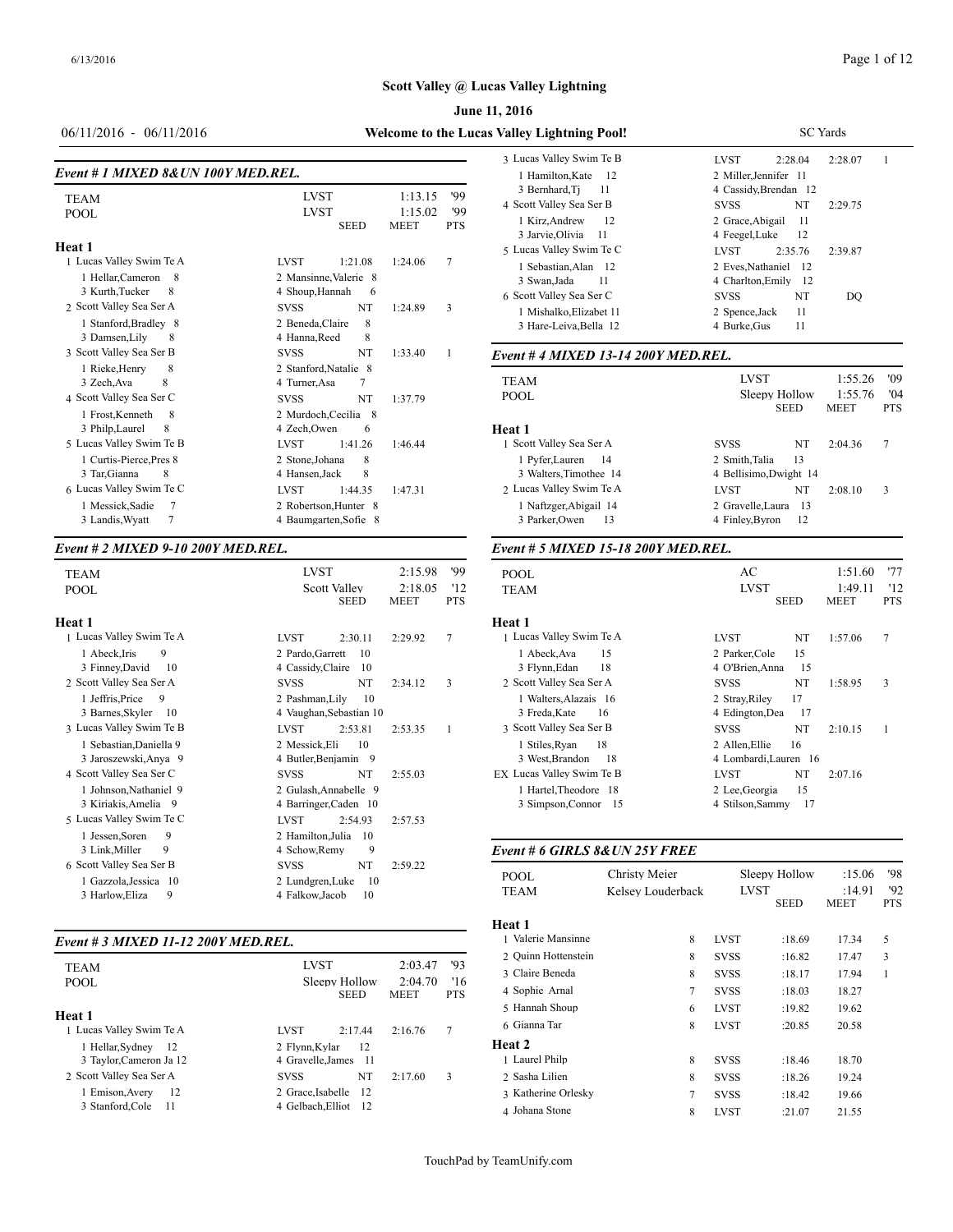# Scott Valley @ Lucas Valley Lightning

**June 11, 2016**

06/11/2016 - 06/11/2016 — **Welcome to the Lucas Valley Lightning Pool!** — SC Yards

### *Event # 1 MIXED 8&UN 100Y MED.REL.*

| | | | |
|---|---|---|---|
| TEAM | LVST | 1:13.15 | '99 |
| POOL | LVST | 1:15.02 | '99 |
| | SEED | MEET | PTS |

**Heat 1**

| Team | Seed | Meet | Pts |
|---|---|---|---|
| 1 Lucas Valley Swim Te A | LVST 1:21.08 | 1:24.06 | 7 |
| 1 Hellar,Cameron 8; 2 Mansinne,Valerie 8; 3 Kurth,Tucker 8; 4 Shoup,Hannah 6 | | | |
| 2 Scott Valley Sea Ser A | SVSS NT | 1:24.89 | 3 |
| 1 Stanford,Bradley 8; 2 Beneda,Claire 8; 3 Damsen,Lily 8; 4 Hanna,Reed 8 | | | |
| 3 Scott Valley Sea Ser B | SVSS NT | 1:33.40 | 1 |
| 1 Rieke,Henry 8; 2 Stanford,Natalie 8; 3 Zech,Ava 8; 4 Turner,Asa 7 | | | |
| 4 Scott Valley Sea Ser C | SVSS NT | 1:37.79 | |
| 1 Frost,Kenneth 8; 2 Murdoch,Cecilia 8; 3 Philp,Laurel 8; 4 Zech,Owen 6 | | | |
| 5 Lucas Valley Swim Te B | LVST 1:41.26 | 1:46.44 | |
| 1 Curtis-Pierce,Pres 8; 2 Stone,Johana 8; 3 Tar,Gianna 8; 4 Hansen,Jack 8 | | | |
| 6 Lucas Valley Swim Te C | LVST 1:44.35 | 1:47.31 | |
| 1 Messick,Sadie 7; 2 Robertson,Hunter 8; 3 Landis,Wyatt 7; 4 Baumgarten,Sofie 8 | | | |

### *Event # 2 MIXED 9-10 200Y MED.REL.*

| | | | |
|---|---|---|---|
| TEAM | LVST | 2:15.98 | '99 |
| POOL | Scott Valley | 2:18.05 | '12 |
| | SEED | MEET | PTS |

**Heat 1**

| Team | Seed | Meet | Pts |
|---|---|---|---|
| 1 Lucas Valley Swim Te A | LVST 2:30.11 | 2:29.92 | 7 |
| 1 Abeck,Iris 9; 2 Pardo,Garrett 10; 3 Finney,David 10; 4 Cassidy,Claire 10 | | | |
| 2 Scott Valley Sea Ser A | SVSS NT | 2:34.12 | 3 |
| 1 Jeffris,Price 9; 2 Pashman,Lily 10; 3 Barnes,Skyler 10; 4 Vaughan,Sebastian 10 | | | |
| 3 Lucas Valley Swim Te B | LVST 2:53.81 | 2:53.35 | 1 |
| 1 Sebastian,Daniella 9; 2 Messick,Eli 10; 3 Jaroszewski,Anya 9; 4 Butler,Benjamin 9 | | | |
| 4 Scott Valley Sea Ser C | SVSS NT | 2:55.03 | |
| 1 Johnson,Nathaniel 9; 2 Gulash,Annabelle 9; 3 Kiriakis,Amelia 9; 4 Barringer,Caden 10 | | | |
| 5 Lucas Valley Swim Te C | LVST 2:54.93 | 2:57.53 | |
| 1 Jessen,Soren 9; 2 Hamilton,Julia 10; 3 Link,Miller 9; 4 Schow,Remy 9 | | | |
| 6 Scott Valley Sea Ser B | SVSS NT | 2:59.22 | |
| 1 Gazzola,Jessica 10; 2 Lundgren,Luke 10; 3 Harlow,Eliza 9; 4 Falkow,Jacob 10 | | | |

### *Event # 3 MIXED 11-12 200Y MED.REL.*

| | | | |
|---|---|---|---|
| TEAM | LVST | 2:03.47 | '93 |
| POOL | Sleepy Hollow | 2:04.70 | '16 |
| | SEED | MEET | PTS |

**Heat 1**

| Team | Seed | Meet | Pts |
|---|---|---|---|
| 1 Lucas Valley Swim Te A | LVST 2:17.44 | 2:16.76 | 7 |
| 1 Hellar,Sydney 12; 2 Flynn,Kylar 12; 3 Taylor,Cameron Ja 12; 4 Gravelle,James 11 | | | |
| 2 Scott Valley Sea Ser A | SVSS NT | 2:17.60 | 3 |
| 1 Emison,Avery 12; 2 Grace,Isabelle 12; 3 Stanford,Cole 11; 4 Gelbach,Elliot 12 | | | |
| 3 Lucas Valley Swim Te B | LVST 2:28.04 | 2:28.07 | 1 |
| 1 Hamilton,Kate 12; 2 Miller,Jennifer 11; 3 Bernhard,Tj 11; 4 Cassidy,Brendan 12 | | | |
| 4 Scott Valley Sea Ser B | SVSS NT | 2:29.75 | |
| 1 Kirz,Andrew 12; 2 Grace,Abigail 11; 3 Jarvie,Olivia 11; 4 Feegel,Luke 12 | | | |
| 5 Lucas Valley Swim Te C | LVST 2:35.76 | 2:39.87 | |
| 1 Sebastian,Alan 12; 2 Eves,Nathaniel 12; 3 Swan,Jada 11; 4 Charlton,Emily 12 | | | |
| 6 Scott Valley Sea Ser C | SVSS NT | DQ | |
| 1 Mishalko,Elizabet 11; 2 Spence,Jack 11; 3 Hare-Leiva,Bella 12; 4 Burke,Gus 11 | | | |

### *Event # 4 MIXED 13-14 200Y MED.REL.*

| | | | |
|---|---|---|---|
| TEAM | LVST | 1:55.26 | '09 |
| POOL | Sleepy Hollow | 1:55.76 | '04 |
| | SEED | MEET | PTS |

**Heat 1**

| Team | Seed | Meet | Pts |
|---|---|---|---|
| 1 Scott Valley Sea Ser A | SVSS NT | 2:04.36 | 7 |
| 1 Pyfer,Lauren 14; 2 Smith,Talia 13; 3 Walters,Timothee 14; 4 Bellisimo,Dwight 14 | | | |
| 2 Lucas Valley Swim Te A | LVST NT | 2:08.10 | 3 |
| 1 Naftzger,Abigail 14; 2 Gravelle,Laura 13; 3 Parker,Owen 13; 4 Finley,Byron 12 | | | |

### *Event # 5 MIXED 15-18 200Y MED.REL.*

| | | | |
|---|---|---|---|
| POOL | AC | 1:51.60 | '77 |
| TEAM | LVST | 1:49.11 | '12 |
| | SEED | MEET | PTS |

**Heat 1**

| Team | Seed | Meet | Pts |
|---|---|---|---|
| 1 Lucas Valley Swim Te A | LVST NT | 1:57.06 | 7 |
| 1 Abeck,Ava 15; 2 Parker,Cole 15; 3 Flynn,Edan 18; 4 O'Brien,Anna 15 | | | |
| 2 Scott Valley Sea Ser A | SVSS NT | 1:58.95 | 3 |
| 1 Walters,Alazais 16; 2 Stray,Riley 17; 3 Freda,Kate 16; 4 Edington,Dea 17 | | | |
| 3 Scott Valley Sea Ser B | SVSS NT | 2:10.15 | 1 |
| 1 Stiles,Ryan 18; 2 Allen,Ellie 16; 3 West,Brandon 18; 4 Lombardi,Lauren 16 | | | |
| EX Lucas Valley Swim Te B | LVST NT | 2:07.16 | |
| 1 Hartel,Theodore 18; 2 Lee,Georgia 15; 3 Simpson,Connor 15; 4 Stilson,Sammy 17 | | | |

### *Event # 6 GIRLS 8&UN 25Y FREE*

| | | | | | |
|---|---|---|---|---|---|
| POOL | Christy Meier | | Sleepy Hollow | :15.06 | '98 |
| TEAM | Kelsey Louderback | | LVST | :14.91 | '92 |
| | | | SEED | MEET | PTS |

**Heat 1**

| Name | Age | Team | Seed | Meet | Pts |
|---|---|---|---|---|---|
| 1 Valerie Mansinne | 8 | LVST | :18.69 | 17.34 | 5 |
| 2 Quinn Hottenstein | 8 | SVSS | :16.82 | 17.47 | 3 |
| 3 Claire Beneda | 8 | SVSS | :18.17 | 17.94 | 1 |
| 4 Sophie Arnal | 7 | SVSS | :18.03 | 18.27 | |
| 5 Hannah Shoup | 6 | LVST | :19.82 | 19.62 | |
| 6 Gianna Tar | 8 | LVST | :20.85 | 20.58 | |

**Heat 2**

| Name | Age | Team | Seed | Meet | Pts |
|---|---|---|---|---|---|
| 1 Laurel Philp | 8 | SVSS | :18.46 | 18.70 | |
| 2 Sasha Lilien | 8 | SVSS | :18.26 | 19.24 | |
| 3 Katherine Orlesky | 7 | SVSS | :18.42 | 19.66 | |
| 4 Johana Stone | 8 | LVST | :21.07 | 21.55 | |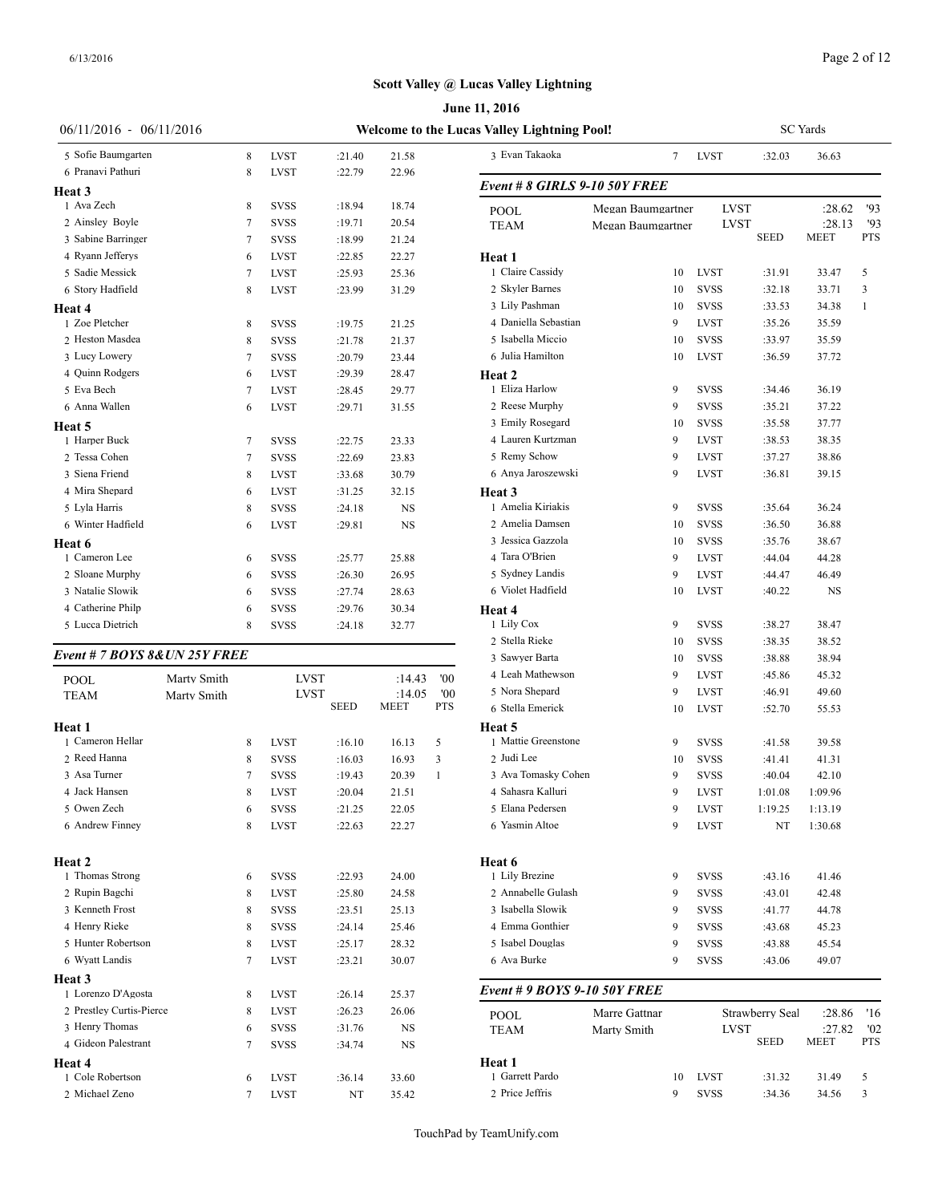# Scott Valley @ Lucas Valley Lightning

**June 11, 2016**

06/11/2016 - 06/11/2016 | **Welcome to the Lucas Valley Lightning Pool!** | SC Yards

| | | | | |
|---|---|---|---|---|
| 5 Sofie Baumgarten | 8 | LVST | :21.40 | 21.58 |
| 6 Pranavi Pathuri | 8 | LVST | :22.79 | 22.96 |

**Heat 3**

| | | | | |
|---|---|---|---|---|
| 1 Ava Zech | 8 | SVSS | :18.94 | 18.74 |
| 2 Ainsley Boyle | 7 | SVSS | :19.71 | 20.54 |
| 3 Sabine Barringer | 7 | SVSS | :18.99 | 21.24 |
| 4 Ryann Jefferys | 6 | LVST | :22.85 | 22.27 |
| 5 Sadie Messick | 7 | LVST | :25.93 | 25.36 |
| 6 Story Hadfield | 8 | LVST | :23.99 | 31.29 |

**Heat 4**

| | | | | |
|---|---|---|---|---|
| 1 Zoe Pletcher | 8 | SVSS | :19.75 | 21.25 |
| 2 Heston Masdea | 8 | SVSS | :21.78 | 21.37 |
| 3 Lucy Lowery | 7 | SVSS | :20.79 | 23.44 |
| 4 Quinn Rodgers | 6 | LVST | :29.39 | 28.47 |
| 5 Eva Bech | 7 | LVST | :28.45 | 29.77 |
| 6 Anna Wallen | 6 | LVST | :29.71 | 31.55 |

**Heat 5**

| | | | | |
|---|---|---|---|---|
| 1 Harper Buck | 7 | SVSS | :22.75 | 23.33 |
| 2 Tessa Cohen | 7 | SVSS | :22.69 | 23.83 |
| 3 Siena Friend | 8 | LVST | :33.68 | 30.79 |
| 4 Mira Shepard | 6 | LVST | :31.25 | 32.15 |
| 5 Lyla Harris | 8 | SVSS | :24.18 | NS |
| 6 Winter Hadfield | 6 | LVST | :29.81 | NS |

**Heat 6**

| | | | | |
|---|---|---|---|---|
| 1 Cameron Lee | 6 | SVSS | :25.77 | 25.88 |
| 2 Sloane Murphy | 6 | SVSS | :26.30 | 26.95 |
| 3 Natalie Slowik | 6 | SVSS | :27.74 | 28.63 |
| 4 Catherine Philp | 6 | SVSS | :29.76 | 30.34 |
| 5 Lucca Dietrich | 8 | SVSS | :24.18 | 32.77 |

## *Event # 7 BOYS 8&UN 25Y FREE*

| | | | | |
|---|---|---|---|---|
| POOL | Marty Smith | LVST | :14.43 | '00 |
| TEAM | Marty Smith | LVST | :14.05 | '00 |

**Heat 1**

| | | | SEED | MEET | PTS |
|---|---|---|---|---|---|
| 1 Cameron Hellar | 8 | LVST | :16.10 | 16.13 | 5 |
| 2 Reed Hanna | 8 | SVSS | :16.03 | 16.93 | 3 |
| 3 Asa Turner | 7 | SVSS | :19.43 | 20.39 | 1 |
| 4 Jack Hansen | 8 | LVST | :20.04 | 21.51 | |
| 5 Owen Zech | 6 | SVSS | :21.25 | 22.05 | |
| 6 Andrew Finney | 8 | LVST | :22.63 | 22.27 | |

**Heat 2**

| | | | | |
|---|---|---|---|---|
| 1 Thomas Strong | 6 | SVSS | :22.93 | 24.00 |
| 2 Rupin Bagchi | 8 | LVST | :25.80 | 24.58 |
| 3 Kenneth Frost | 8 | SVSS | :23.51 | 25.13 |
| 4 Henry Rieke | 8 | SVSS | :24.14 | 25.46 |
| 5 Hunter Robertson | 8 | LVST | :25.17 | 28.32 |
| 6 Wyatt Landis | 7 | LVST | :23.21 | 30.07 |

**Heat 3**

| | | | | |
|---|---|---|---|---|
| 1 Lorenzo D'Agosta | 8 | LVST | :26.14 | 25.37 |
| 2 Prestley Curtis-Pierce | 8 | LVST | :26.23 | 26.06 |
| 3 Henry Thomas | 6 | SVSS | :31.76 | NS |
| 4 Gideon Palestrant | 7 | SVSS | :34.74 | NS |

**Heat 4**

| | | | | |
|---|---|---|---|---|
| 1 Cole Robertson | 6 | LVST | :36.14 | 33.60 |
| 2 Michael Zeno | 7 | LVST | NT | 35.42 |
| 3 Evan Takaoka | 7 | LVST | :32.03 | 36.63 |

## *Event # 8 GIRLS 9-10 50Y FREE*

| | | | | |
|---|---|---|---|---|
| POOL | Megan Baumgartner | LVST | :28.62 | '93 |
| TEAM | Megan Baumgartner | LVST | :28.13 | '93 |

**Heat 1**

| | | | SEED | MEET | PTS |
|---|---|---|---|---|---|
| 1 Claire Cassidy | 10 | LVST | :31.91 | 33.47 | 5 |
| 2 Skyler Barnes | 10 | SVSS | :32.18 | 33.71 | 3 |
| 3 Lily Pashman | 10 | SVSS | :33.53 | 34.38 | 1 |
| 4 Daniella Sebastian | 9 | LVST | :35.26 | 35.59 | |
| 5 Isabella Miccio | 10 | SVSS | :33.97 | 35.59 | |
| 6 Julia Hamilton | 10 | LVST | :36.59 | 37.72 | |

**Heat 2**

| | | | | |
|---|---|---|---|---|
| 1 Eliza Harlow | 9 | SVSS | :34.46 | 36.19 |
| 2 Reese Murphy | 9 | SVSS | :35.21 | 37.22 |
| 3 Emily Rosegard | 10 | SVSS | :35.58 | 37.77 |
| 4 Lauren Kurtzman | 9 | LVST | :38.53 | 38.35 |
| 5 Remy Schow | 9 | LVST | :37.27 | 38.86 |
| 6 Anya Jaroszewski | 9 | LVST | :36.81 | 39.15 |

**Heat 3**

| | | | | |
|---|---|---|---|---|
| 1 Amelia Kiriakis | 9 | SVSS | :35.64 | 36.24 |
| 2 Amelia Damsen | 10 | SVSS | :36.50 | 36.88 |
| 3 Jessica Gazzola | 10 | SVSS | :35.76 | 38.67 |
| 4 Tara O'Brien | 9 | LVST | :44.04 | 44.28 |
| 5 Sydney Landis | 9 | LVST | :44.47 | 46.49 |
| 6 Violet Hadfield | 10 | LVST | :40.22 | NS |

**Heat 4**

| | | | | |
|---|---|---|---|---|
| 1 Lily Cox | 9 | SVSS | :38.27 | 38.47 |
| 2 Stella Rieke | 10 | SVSS | :38.35 | 38.52 |
| 3 Sawyer Barta | 10 | SVSS | :38.88 | 38.94 |
| 4 Leah Mathewson | 9 | LVST | :45.86 | 45.32 |
| 5 Nora Shepard | 9 | LVST | :46.91 | 49.60 |
| 6 Stella Emerick | 10 | LVST | :52.70 | 55.53 |

**Heat 5**

| | | | | |
|---|---|---|---|---|
| 1 Mattie Greenstone | 9 | SVSS | :41.58 | 39.58 |
| 2 Judi Lee | 10 | SVSS | :41.41 | 41.31 |
| 3 Ava Tomasky Cohen | 9 | SVSS | :40.04 | 42.10 |
| 4 Sahasra Kalluri | 9 | LVST | 1:01.08 | 1:09.96 |
| 5 Elana Pedersen | 9 | LVST | 1:19.25 | 1:13.19 |
| 6 Yasmin Altoe | 9 | LVST | NT | 1:30.68 |

**Heat 6**

| | | | | |
|---|---|---|---|---|
| 1 Lily Brezine | 9 | SVSS | :43.16 | 41.46 |
| 2 Annabelle Gulash | 9 | SVSS | :43.01 | 42.48 |
| 3 Isabella Slowik | 9 | SVSS | :41.77 | 44.78 |
| 4 Emma Gonthier | 9 | SVSS | :43.68 | 45.23 |
| 5 Isabel Douglas | 9 | SVSS | :43.88 | 45.54 |
| 6 Ava Burke | 9 | SVSS | :43.06 | 49.07 |

## *Event # 9 BOYS 9-10 50Y FREE*

| | | | | |
|---|---|---|---|---|
| POOL | Marre Gattnar | Strawberry Seal | :28.86 | '16 |
| TEAM | Marty Smith | LVST | :27.82 | '02 |

**Heat 1**

| | | | SEED | MEET | PTS |
|---|---|---|---|---|---|
| 1 Garrett Pardo | 10 | LVST | :31.32 | 31.49 | 5 |
| 2 Price Jeffris | 9 | SVSS | :34.36 | 34.56 | 3 |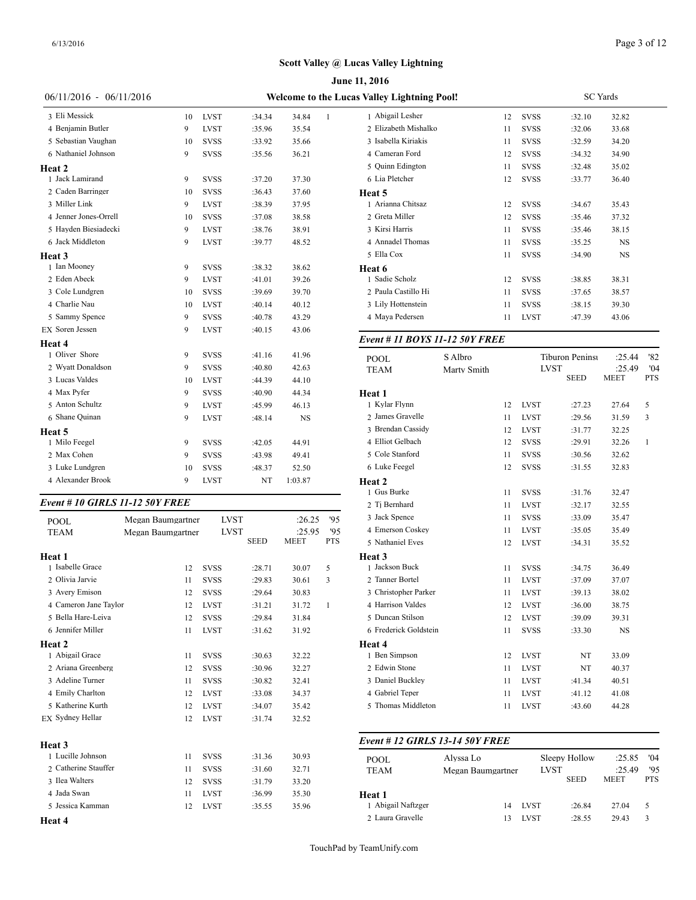# Scott Valley @ Lucas Valley Lightning

**June 11, 2016**

06/11/2016 - 06/11/2016 **Welcome to the Lucas Valley Lightning Pool!** SC Yards

| | | | | | |
|---|---|---|---|---|---|
| 3 Eli Messick | 10 | LVST | :34.34 | 34.84 | 1 |
| 4 Benjamin Butler | 9 | LVST | :35.96 | 35.54 | |
| 5 Sebastian Vaughan | 10 | SVSS | :33.92 | 35.66 | |
| 6 Nathaniel Johnson | 9 | SVSS | :35.56 | 36.21 | |
| **Heat 2** | | | | | |
| 1 Jack Lamirand | 9 | SVSS | :37.20 | 37.30 | |
| 2 Caden Barringer | 10 | SVSS | :36.43 | 37.60 | |
| 3 Miller Link | 9 | LVST | :38.39 | 37.95 | |
| 4 Jenner Jones-Orrell | 10 | SVSS | :37.08 | 38.58 | |
| 5 Hayden Biesiadecki | 9 | LVST | :38.76 | 38.91 | |
| 6 Jack Middleton | 9 | LVST | :39.77 | 48.52 | |
| **Heat 3** | | | | | |
| 1 Ian Mooney | 9 | SVSS | :38.32 | 38.62 | |
| 2 Eden Abeck | 9 | LVST | :41.01 | 39.26 | |
| 3 Cole Lundgren | 10 | SVSS | :39.69 | 39.70 | |
| 4 Charlie Nau | 10 | LVST | :40.14 | 40.12 | |
| 5 Sammy Spence | 9 | SVSS | :40.78 | 43.29 | |
| EX Soren Jessen | 9 | LVST | :40.15 | 43.06 | |
| **Heat 4** | | | | | |
| 1 Oliver Shore | 9 | SVSS | :41.16 | 41.96 | |
| 2 Wyatt Donaldson | 9 | SVSS | :40.80 | 42.63 | |
| 3 Lucas Valdes | 10 | LVST | :44.39 | 44.10 | |
| 4 Max Pyfer | 9 | SVSS | :40.90 | 44.34 | |
| 5 Anton Schultz | 9 | LVST | :45.99 | 46.13 | |
| 6 Shane Quinan | 9 | LVST | :48.14 | NS | |
| **Heat 5** | | | | | |
| 1 Milo Feegel | 9 | SVSS | :42.05 | 44.91 | |
| 2 Max Cohen | 9 | SVSS | :43.98 | 49.41 | |
| 3 Luke Lundgren | 10 | SVSS | :48.37 | 52.50 | |
| 4 Alexander Brook | 9 | LVST | NT | 1:03.87 | |

### *Event # 10 GIRLS 11-12 50Y FREE*

| | | | | | |
|---|---|---|---|---|---|
| POOL | Megan Baumgartner | | LVST | :26.25 | '95 |
| TEAM | Megan Baumgartner | | LVST | :25.95 | '95 |
| | | | SEED | MEET | PTS |
| **Heat 1** | | | | | |
| 1 Isabelle Grace | 12 | SVSS | :28.71 | 30.07 | 5 |
| 2 Olivia Jarvie | 11 | SVSS | :29.83 | 30.61 | 3 |
| 3 Avery Emison | 12 | SVSS | :29.64 | 30.83 | |
| 4 Cameron Jane Taylor | 12 | LVST | :31.21 | 31.72 | 1 |
| 5 Bella Hare-Leiva | 12 | SVSS | :29.84 | 31.84 | |
| 6 Jennifer Miller | 11 | LVST | :31.62 | 31.92 | |
| **Heat 2** | | | | | |
| 1 Abigail Grace | 11 | SVSS | :30.63 | 32.22 | |
| 2 Ariana Greenberg | 12 | SVSS | :30.96 | 32.27 | |
| 3 Adeline Turner | 11 | SVSS | :30.82 | 32.41 | |
| 4 Emily Charlton | 12 | LVST | :33.08 | 34.37 | |
| 5 Katherine Kurth | 12 | LVST | :34.07 | 35.42 | |
| EX Sydney Hellar | 12 | LVST | :31.74 | 32.52 | |
| **Heat 3** | | | | | |
| 1 Lucille Johnson | 11 | SVSS | :31.36 | 30.93 | |
| 2 Catherine Stauffer | 11 | SVSS | :31.60 | 32.71 | |
| 3 Ilea Walters | 12 | SVSS | :31.79 | 33.20 | |
| 4 Jada Swan | 11 | LVST | :36.99 | 35.30 | |
| 5 Jessica Kamman | 12 | LVST | :35.55 | 35.96 | |
| **Heat 4** | | | | | |
| 1 Abigail Lesher | 12 | SVSS | :32.10 | 32.82 | |
| 2 Elizabeth Mishalko | 11 | SVSS | :32.06 | 33.68 | |
| 3 Isabella Kiriakis | 11 | SVSS | :32.59 | 34.20 | |
| 4 Cameran Ford | 12 | SVSS | :34.32 | 34.90 | |
| 5 Quinn Edington | 11 | SVSS | :32.48 | 35.02 | |
| 6 Lia Pletcher | 12 | SVSS | :33.77 | 36.40 | |
| **Heat 5** | | | | | |
| 1 Arianna Chitsaz | 12 | SVSS | :34.67 | 35.43 | |
| 2 Greta Miller | 12 | SVSS | :35.46 | 37.32 | |
| 3 Kirsi Harris | 11 | SVSS | :35.46 | 38.15 | |
| 4 Annadel Thomas | 11 | SVSS | :35.25 | NS | |
| 5 Ella Cox | 11 | SVSS | :34.90 | NS | |
| **Heat 6** | | | | | |
| 1 Sadie Scholz | 12 | SVSS | :38.85 | 38.31 | |
| 2 Paula Castillo Hi | 11 | SVSS | :37.65 | 38.57 | |
| 3 Lily Hottenstein | 11 | SVSS | :38.15 | 39.30 | |
| 4 Maya Pedersen | 11 | LVST | :47.39 | 43.06 | |

### *Event # 11 BOYS 11-12 50Y FREE*

| | | | | | |
|---|---|---|---|---|---|
| POOL | S Albro | | Tiburon Peninsu | :25.44 | '82 |
| TEAM | Marty Smith | | LVST | :25.49 | '04 |
| | | | SEED | MEET | PTS |
| **Heat 1** | | | | | |
| 1 Kylar Flynn | 12 | LVST | :27.23 | 27.64 | 5 |
| 2 James Gravelle | 11 | LVST | :29.56 | 31.59 | 3 |
| 3 Brendan Cassidy | 12 | LVST | :31.77 | 32.25 | |
| 4 Elliot Gelbach | 12 | SVSS | :29.91 | 32.26 | 1 |
| 5 Cole Stanford | 11 | SVSS | :30.56 | 32.62 | |
| 6 Luke Feegel | 12 | SVSS | :31.55 | 32.83 | |
| **Heat 2** | | | | | |
| 1 Gus Burke | 11 | SVSS | :31.76 | 32.47 | |
| 2 Tj Bernhard | 11 | LVST | :32.17 | 32.55 | |
| 3 Jack Spence | 11 | SVSS | :33.09 | 35.47 | |
| 4 Emerson Coskey | 11 | LVST | :35.05 | 35.49 | |
| 5 Nathaniel Eves | 12 | LVST | :34.31 | 35.52 | |
| **Heat 3** | | | | | |
| 1 Jackson Buck | 11 | SVSS | :34.75 | 36.49 | |
| 2 Tanner Bortel | 11 | LVST | :37.09 | 37.07 | |
| 3 Christopher Parker | 11 | LVST | :39.13 | 38.02 | |
| 4 Harrison Valdes | 12 | LVST | :36.00 | 38.75 | |
| 5 Duncan Stilson | 12 | LVST | :39.09 | 39.31 | |
| 6 Frederick Goldstein | 11 | SVSS | :33.30 | NS | |
| **Heat 4** | | | | | |
| 1 Ben Simpson | 12 | LVST | NT | 33.09 | |
| 2 Edwin Stone | 11 | LVST | NT | 40.37 | |
| 3 Daniel Buckley | 11 | LVST | :41.34 | 40.51 | |
| 4 Gabriel Teper | 11 | LVST | :41.12 | 41.08 | |
| 5 Thomas Middleton | 11 | LVST | :43.60 | 44.28 | |

### *Event # 12 GIRLS 13-14 50Y FREE*

| | | | | | |
|---|---|---|---|---|---|
| POOL | Alyssa Lo | | Sleepy Hollow | :25.85 | '04 |
| TEAM | Megan Baumgartner | | LVST | :25.49 | '95 |
| | | | SEED | MEET | PTS |
| **Heat 1** | | | | | |
| 1 Abigail Naftzger | 14 | LVST | :26.84 | 27.04 | 5 |
| 2 Laura Gravelle | 13 | LVST | :28.55 | 29.43 | 3 |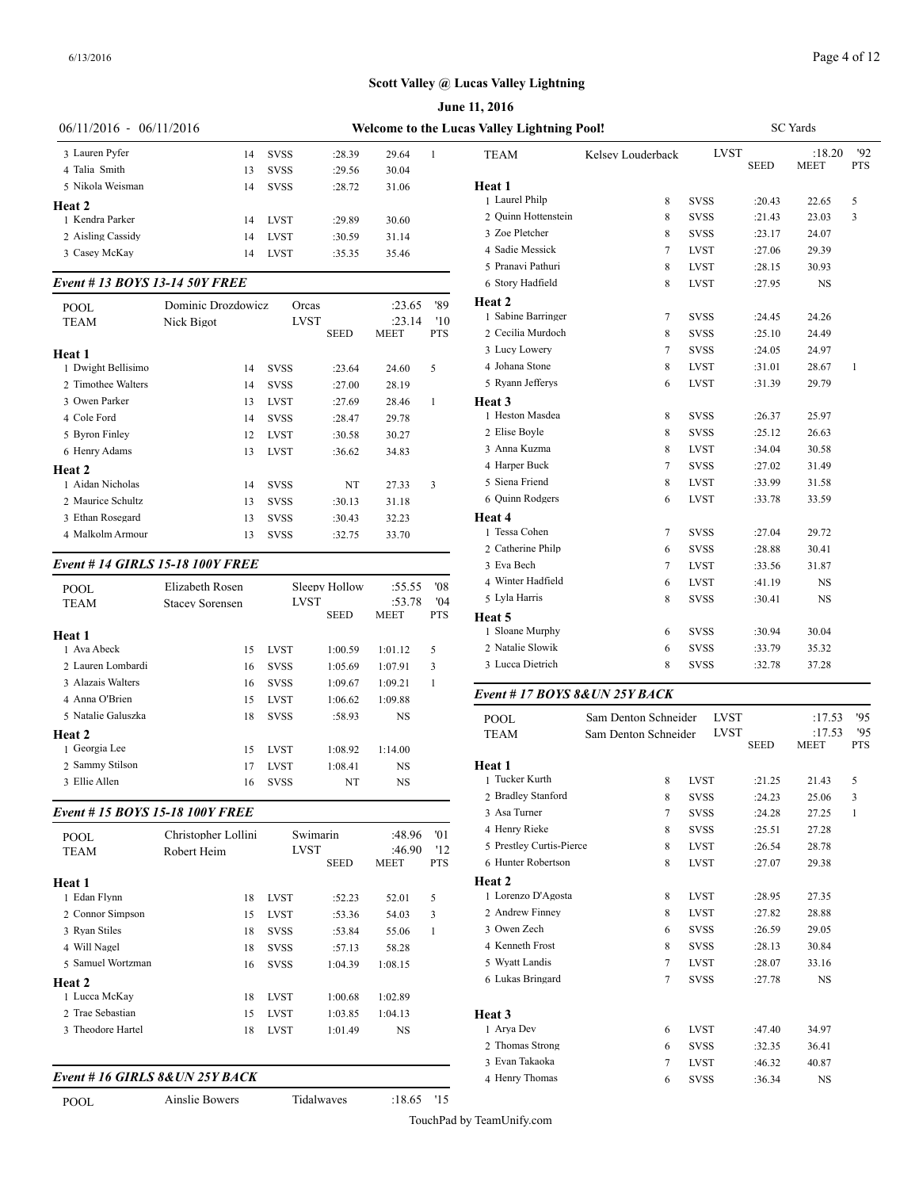# Scott Valley @ Lucas Valley Lightning

## June 11, 2016

06/11/2016 - 06/11/2016 **Welcome to the Lucas Valley Lightning Pool!** SC Yards

| | | | | | |
|---|---|---|---|---|---|
| 3 Lauren Pyfer | 14 | SVSS | :28.39 | 29.64 | 1 |
| 4 Talia Smith | 13 | SVSS | :29.56 | 30.04 | |
| 5 Nikola Weisman | 14 | SVSS | :28.72 | 31.06 | |
| **Heat 2** | | | | | |
| 1 Kendra Parker | 14 | LVST | :29.89 | 30.60 | |
| 2 Aisling Cassidy | 14 | LVST | :30.59 | 31.14 | |
| 3 Casey McKay | 14 | LVST | :35.35 | 35.46 | |

### *Event # 13 BOYS 13-14 50Y FREE*

| | | | | | |
|---|---|---|---|---|---|
| POOL | Dominic Drozdowicz | Orcas | | :23.65 | '89 |
| TEAM | Nick Bigot | LVST | | :23.14 | '10 |
| | | | SEED | MEET | PTS |
| **Heat 1** | | | | | |
| 1 Dwight Bellisimo | 14 | SVSS | :23.64 | 24.60 | 5 |
| 2 Timothee Walters | 14 | SVSS | :27.00 | 28.19 | |
| 3 Owen Parker | 13 | LVST | :27.69 | 28.46 | 1 |
| 4 Cole Ford | 14 | SVSS | :28.47 | 29.78 | |
| 5 Byron Finley | 12 | LVST | :30.58 | 30.27 | |
| 6 Henry Adams | 13 | LVST | :36.62 | 34.83 | |
| **Heat 2** | | | | | |
| 1 Aidan Nicholas | 14 | SVSS | NT | 27.33 | 3 |
| 2 Maurice Schultz | 13 | SVSS | :30.13 | 31.18 | |
| 3 Ethan Rosegard | 13 | SVSS | :30.43 | 32.23 | |
| 4 Malkolm Armour | 13 | SVSS | :32.75 | 33.70 | |

### *Event # 14 GIRLS 15-18 100Y FREE*

| | | | | | |
|---|---|---|---|---|---|
| POOL | Elizabeth Rosen | Sleepy Hollow | | :55.55 | '08 |
| TEAM | Stacey Sorensen | LVST | | :53.78 | '04 |
| | | | SEED | MEET | PTS |
| **Heat 1** | | | | | |
| 1 Ava Abeck | 15 | LVST | 1:00.59 | 1:01.12 | 5 |
| 2 Lauren Lombardi | 16 | SVSS | 1:05.69 | 1:07.91 | 3 |
| 3 Alazais Walters | 16 | SVSS | 1:09.67 | 1:09.21 | 1 |
| 4 Anna O'Brien | 15 | LVST | 1:06.62 | 1:09.88 | |
| 5 Natalie Galuszka | 18 | SVSS | :58.93 | NS | |
| **Heat 2** | | | | | |
| 1 Georgia Lee | 15 | LVST | 1:08.92 | 1:14.00 | |
| 2 Sammy Stilson | 17 | LVST | 1:08.41 | NS | |
| 3 Ellie Allen | 16 | SVSS | NT | NS | |

### *Event # 15 BOYS 15-18 100Y FREE*

| | | | | | |
|---|---|---|---|---|---|
| POOL | Christopher Lollini | Swimarin | | :48.96 | '01 |
| TEAM | Robert Heim | LVST | | :46.90 | '12 |
| | | | SEED | MEET | PTS |
| **Heat 1** | | | | | |
| 1 Edan Flynn | 18 | LVST | :52.23 | 52.01 | 5 |
| 2 Connor Simpson | 15 | LVST | :53.36 | 54.03 | 3 |
| 3 Ryan Stiles | 18 | SVSS | :53.84 | 55.06 | 1 |
| 4 Will Nagel | 18 | SVSS | :57.13 | 58.28 | |
| 5 Samuel Wortzman | 16 | SVSS | 1:04.39 | 1:08.15 | |
| **Heat 2** | | | | | |
| 1 Lucca McKay | 18 | LVST | 1:00.68 | 1:02.89 | |
| 2 Trae Sebastian | 15 | LVST | 1:03.85 | 1:04.13 | |
| 3 Theodore Hartel | 18 | LVST | 1:01.49 | NS | |

### *Event # 16 GIRLS 8&UN 25Y BACK*

| | | | | | |
|---|---|---|---|---|---|
| POOL | Ainslie Bowers | Tidalwaves | | :18.65 | '15 |
| TEAM | Kelsey Louderback | LVST | | :18.20 | '92 |
| | | | SEED | MEET | PTS |
| **Heat 1** | | | | | |
| 1 Laurel Philp | 8 | SVSS | :20.43 | 22.65 | 5 |
| 2 Quinn Hottenstein | 8 | SVSS | :21.43 | 23.03 | 3 |
| 3 Zoe Pletcher | 8 | SVSS | :23.17 | 24.07 | |
| 4 Sadie Messick | 7 | LVST | :27.06 | 29.39 | |
| 5 Pranavi Pathuri | 8 | LVST | :28.15 | 30.93 | |
| 6 Story Hadfield | 8 | LVST | :27.95 | NS | |
| **Heat 2** | | | | | |
| 1 Sabine Barringer | 7 | SVSS | :24.45 | 24.26 | |
| 2 Cecilia Murdoch | 8 | SVSS | :25.10 | 24.49 | |
| 3 Lucy Lowery | 7 | SVSS | :24.05 | 24.97 | |
| 4 Johana Stone | 8 | LVST | :31.01 | 28.67 | 1 |
| 5 Ryann Jefferys | 6 | LVST | :31.39 | 29.79 | |
| **Heat 3** | | | | | |
| 1 Heston Masdea | 8 | SVSS | :26.37 | 25.97 | |
| 2 Elise Boyle | 8 | SVSS | :25.12 | 26.63 | |
| 3 Anna Kuzma | 8 | LVST | :34.04 | 30.58 | |
| 4 Harper Buck | 7 | SVSS | :27.02 | 31.49 | |
| 5 Siena Friend | 8 | LVST | :33.99 | 31.58 | |
| 6 Quinn Rodgers | 6 | LVST | :33.78 | 33.59 | |
| **Heat 4** | | | | | |
| 1 Tessa Cohen | 7 | SVSS | :27.04 | 29.72 | |
| 2 Catherine Philp | 6 | SVSS | :28.88 | 30.41 | |
| 3 Eva Bech | 7 | LVST | :33.56 | 31.87 | |
| 4 Winter Hadfield | 6 | LVST | :41.19 | NS | |
| 5 Lyla Harris | 8 | SVSS | :30.41 | NS | |
| **Heat 5** | | | | | |
| 1 Sloane Murphy | 6 | SVSS | :30.94 | 30.04 | |
| 2 Natalie Slowik | 6 | SVSS | :33.79 | 35.32 | |
| 3 Lucca Dietrich | 8 | SVSS | :32.78 | 37.28 | |

### *Event # 17 BOYS 8&UN 25Y BACK*

| | | | | | |
|---|---|---|---|---|---|
| POOL | Sam Denton Schneider | LVST | | :17.53 | '95 |
| TEAM | Sam Denton Schneider | LVST | | :17.53 | '95 |
| | | | SEED | MEET | PTS |
| **Heat 1** | | | | | |
| 1 Tucker Kurth | 8 | LVST | :21.25 | 21.43 | 5 |
| 2 Bradley Stanford | 8 | SVSS | :24.23 | 25.06 | 3 |
| 3 Asa Turner | 7 | SVSS | :24.28 | 27.25 | 1 |
| 4 Henry Rieke | 8 | SVSS | :25.51 | 27.28 | |
| 5 Prestley Curtis-Pierce | 8 | LVST | :26.54 | 28.78 | |
| 6 Hunter Robertson | 8 | LVST | :27.07 | 29.38 | |
| **Heat 2** | | | | | |
| 1 Lorenzo D'Agosta | 8 | LVST | :28.95 | 27.35 | |
| 2 Andrew Finney | 8 | LVST | :27.82 | 28.88 | |
| 3 Owen Zech | 6 | SVSS | :26.59 | 29.05 | |
| 4 Kenneth Frost | 8 | SVSS | :28.13 | 30.84 | |
| 5 Wyatt Landis | 7 | LVST | :28.07 | 33.16 | |
| 6 Lukas Bringard | 7 | SVSS | :27.78 | NS | |
| **Heat 3** | | | | | |
| 1 Arya Dev | 6 | LVST | :47.40 | 34.97 | |
| 2 Thomas Strong | 6 | SVSS | :32.35 | 36.41 | |
| 3 Evan Takaoka | 7 | LVST | :46.32 | 40.87 | |
| 4 Henry Thomas | 6 | SVSS | :36.34 | NS | |

TouchPad by TeamUnify.com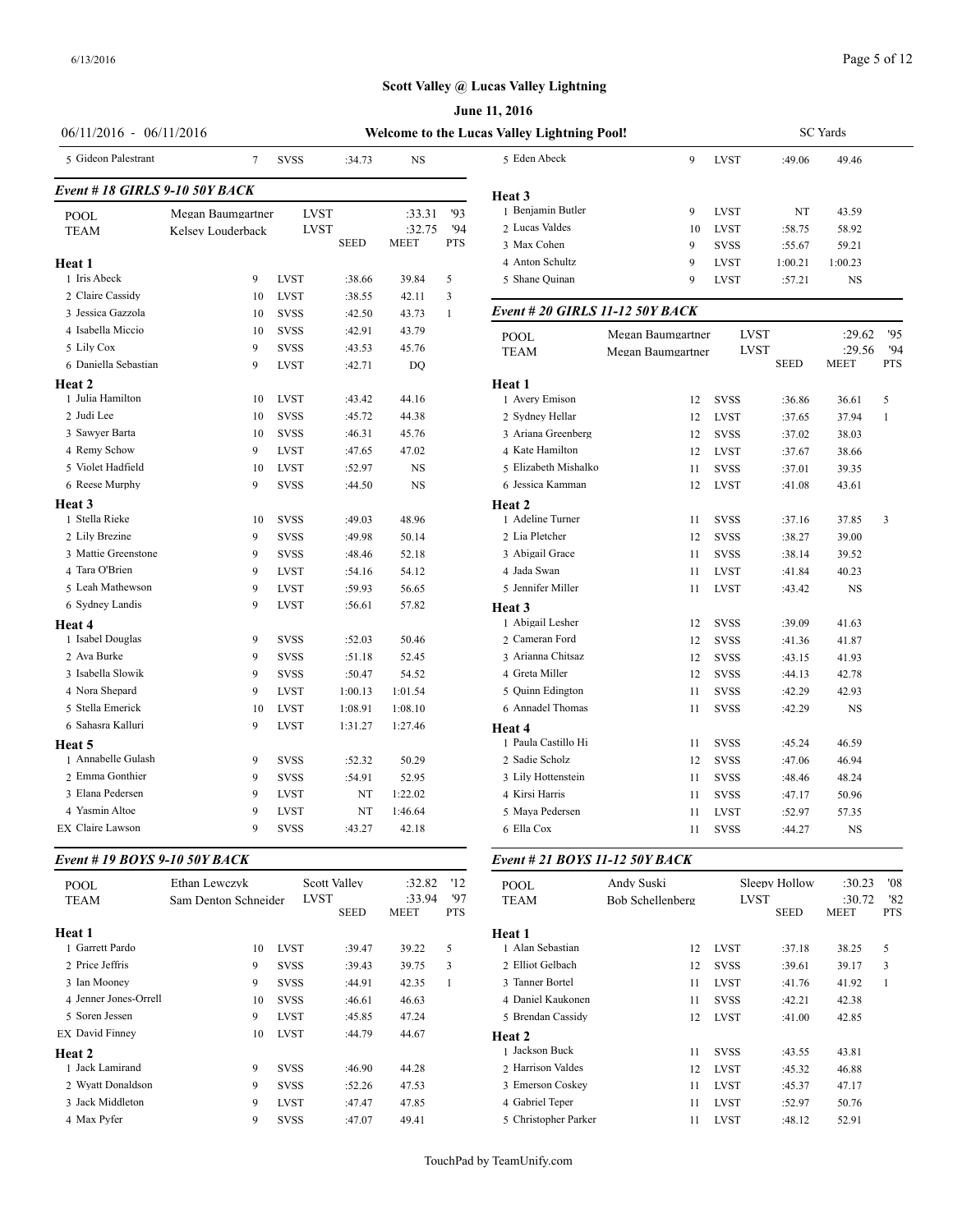# Scott Valley @ Lucas Valley Lightning

**June 11, 2016**

06/11/2016 - 06/11/2016 **Welcome to the Lucas Valley Lightning Pool!** SC Yards

| | | | | | |
|---|---|---|---|---|---|
| 5 Gideon Palestrant | 7 | SVSS | :34.73 | NS | |

### *Event # 18 GIRLS 9-10 50Y BACK*

| | | | | | |
|---|---|---|---|---|---|
| POOL | Megan Baumgartner | LVST | | :33.31 | '93 |
| TEAM | Kelsey Louderback | LVST | | :32.75 | '94 |
| | | | SEED | MEET | PTS |
| **Heat 1** | | | | | |
| 1 Iris Abeck | 9 | LVST | :38.66 | 39.84 | 5 |
| 2 Claire Cassidy | 10 | LVST | :38.55 | 42.11 | 3 |
| 3 Jessica Gazzola | 10 | SVSS | :42.50 | 43.73 | 1 |
| 4 Isabella Miccio | 10 | SVSS | :42.91 | 43.79 | |
| 5 Lily Cox | 9 | SVSS | :43.53 | 45.76 | |
| 6 Daniella Sebastian | 9 | LVST | :42.71 | DQ | |
| **Heat 2** | | | | | |
| 1 Julia Hamilton | 10 | LVST | :43.42 | 44.16 | |
| 2 Judi Lee | 10 | SVSS | :45.72 | 44.38 | |
| 3 Sawyer Barta | 10 | SVSS | :46.31 | 45.76 | |
| 4 Remy Schow | 9 | LVST | :47.65 | 47.02 | |
| 5 Violet Hadfield | 10 | LVST | :52.97 | NS | |
| 6 Reese Murphy | 9 | SVSS | :44.50 | NS | |
| **Heat 3** | | | | | |
| 1 Stella Rieke | 10 | SVSS | :49.03 | 48.96 | |
| 2 Lily Brezine | 9 | SVSS | :49.98 | 50.14 | |
| 3 Mattie Greenstone | 9 | SVSS | :48.46 | 52.18 | |
| 4 Tara O'Brien | 9 | LVST | :54.16 | 54.12 | |
| 5 Leah Mathewson | 9 | LVST | :59.93 | 56.65 | |
| 6 Sydney Landis | 9 | LVST | :56.61 | 57.82 | |
| **Heat 4** | | | | | |
| 1 Isabel Douglas | 9 | SVSS | :52.03 | 50.46 | |
| 2 Ava Burke | 9 | SVSS | :51.18 | 52.45 | |
| 3 Isabella Slowik | 9 | SVSS | :50.47 | 54.52 | |
| 4 Nora Shepard | 9 | LVST | 1:00.13 | 1:01.54 | |
| 5 Stella Emerick | 10 | LVST | 1:08.91 | 1:08.10 | |
| 6 Sahasra Kalluri | 9 | LVST | 1:31.27 | 1:27.46 | |
| **Heat 5** | | | | | |
| 1 Annabelle Gulash | 9 | SVSS | :52.32 | 50.29 | |
| 2 Emma Gonthier | 9 | SVSS | :54.91 | 52.95 | |
| 3 Elana Pedersen | 9 | LVST | NT | 1:22.02 | |
| 4 Yasmin Altoe | 9 | LVST | NT | 1:46.64 | |
| EX Claire Lawson | 9 | SVSS | :43.27 | 42.18 | |

### *Event # 19 BOYS 9-10 50Y BACK*

| | | | | | |
|---|---|---|---|---|---|
| POOL | Ethan Lewczyk | Scott Valley | | :32.82 | '12 |
| TEAM | Sam Denton Schneider | LVST | | :33.94 | '97 |
| | | | SEED | MEET | PTS |
| **Heat 1** | | | | | |
| 1 Garrett Pardo | 10 | LVST | :39.47 | 39.22 | 5 |
| 2 Price Jeffris | 9 | SVSS | :39.43 | 39.75 | 3 |
| 3 Ian Mooney | 9 | SVSS | :44.91 | 42.35 | 1 |
| 4 Jenner Jones-Orrell | 10 | SVSS | :46.61 | 46.63 | |
| 5 Soren Jessen | 9 | LVST | :45.85 | 47.24 | |
| EX David Finney | 10 | LVST | :44.79 | 44.67 | |
| **Heat 2** | | | | | |
| 1 Jack Lamirand | 9 | SVSS | :46.90 | 44.28 | |
| 2 Wyatt Donaldson | 9 | SVSS | :52.26 | 47.53 | |
| 3 Jack Middleton | 9 | LVST | :47.47 | 47.85 | |
| 4 Max Pyfer | 9 | SVSS | :47.07 | 49.41 | |
| 5 Eden Abeck | 9 | LVST | :49.06 | 49.46 | |
| **Heat 3** | | | | | |
| 1 Benjamin Butler | 9 | LVST | NT | 43.59 | |
| 2 Lucas Valdes | 10 | LVST | :58.75 | 58.92 | |
| 3 Max Cohen | 9 | SVSS | :55.67 | 59.21 | |
| 4 Anton Schultz | 9 | LVST | 1:00.21 | 1:00.23 | |
| 5 Shane Quinan | 9 | LVST | :57.21 | NS | |

### *Event # 20 GIRLS 11-12 50Y BACK*

| | | | | | |
|---|---|---|---|---|---|
| POOL | Megan Baumgartner | LVST | | :29.62 | '95 |
| TEAM | Megan Baumgartner | LVST | | :29.56 | '94 |
| | | | SEED | MEET | PTS |
| **Heat 1** | | | | | |
| 1 Avery Emison | 12 | SVSS | :36.86 | 36.61 | 5 |
| 2 Sydney Hellar | 12 | LVST | :37.65 | 37.94 | 1 |
| 3 Ariana Greenberg | 12 | SVSS | :37.02 | 38.03 | |
| 4 Kate Hamilton | 12 | LVST | :37.67 | 38.66 | |
| 5 Elizabeth Mishalko | 11 | SVSS | :37.01 | 39.35 | |
| 6 Jessica Kamman | 12 | LVST | :41.08 | 43.61 | |
| **Heat 2** | | | | | |
| 1 Adeline Turner | 11 | SVSS | :37.16 | 37.85 | 3 |
| 2 Lia Pletcher | 12 | SVSS | :38.27 | 39.00 | |
| 3 Abigail Grace | 11 | SVSS | :38.14 | 39.52 | |
| 4 Jada Swan | 11 | LVST | :41.84 | 40.23 | |
| 5 Jennifer Miller | 11 | LVST | :43.42 | NS | |
| **Heat 3** | | | | | |
| 1 Abigail Lesher | 12 | SVSS | :39.09 | 41.63 | |
| 2 Cameran Ford | 12 | SVSS | :41.36 | 41.87 | |
| 3 Arianna Chitsaz | 12 | SVSS | :43.15 | 41.93 | |
| 4 Greta Miller | 12 | SVSS | :44.13 | 42.78 | |
| 5 Quinn Edington | 11 | SVSS | :42.29 | 42.93 | |
| 6 Annadel Thomas | 11 | SVSS | :42.29 | NS | |
| **Heat 4** | | | | | |
| 1 Paula Castillo Hi | 11 | SVSS | :45.24 | 46.59 | |
| 2 Sadie Scholz | 12 | SVSS | :47.06 | 46.94 | |
| 3 Lily Hottenstein | 11 | SVSS | :48.46 | 48.24 | |
| 4 Kirsi Harris | 11 | SVSS | :47.17 | 50.96 | |
| 5 Maya Pedersen | 11 | LVST | :52.97 | 57.35 | |
| 6 Ella Cox | 11 | SVSS | :44.27 | NS | |

### *Event # 21 BOYS 11-12 50Y BACK*

| | | | | | |
|---|---|---|---|---|---|
| POOL | Andy Suski | Sleepy Hollow | | :30.23 | '08 |
| TEAM | Bob Schellenberg | LVST | | :30.72 | '82 |
| | | | SEED | MEET | PTS |
| **Heat 1** | | | | | |
| 1 Alan Sebastian | 12 | LVST | :37.18 | 38.25 | 5 |
| 2 Elliot Gelbach | 12 | SVSS | :39.61 | 39.17 | 3 |
| 3 Tanner Bortel | 11 | LVST | :41.76 | 41.92 | 1 |
| 4 Daniel Kaukonen | 11 | SVSS | :42.21 | 42.38 | |
| 5 Brendan Cassidy | 12 | LVST | :41.00 | 42.85 | |
| **Heat 2** | | | | | |
| 1 Jackson Buck | 11 | SVSS | :43.55 | 43.81 | |
| 2 Harrison Valdes | 12 | LVST | :45.32 | 46.88 | |
| 3 Emerson Coskey | 11 | LVST | :45.37 | 47.17 | |
| 4 Gabriel Teper | 11 | LVST | :52.97 | 50.76 | |
| 5 Christopher Parker | 11 | LVST | :48.12 | 52.91 | |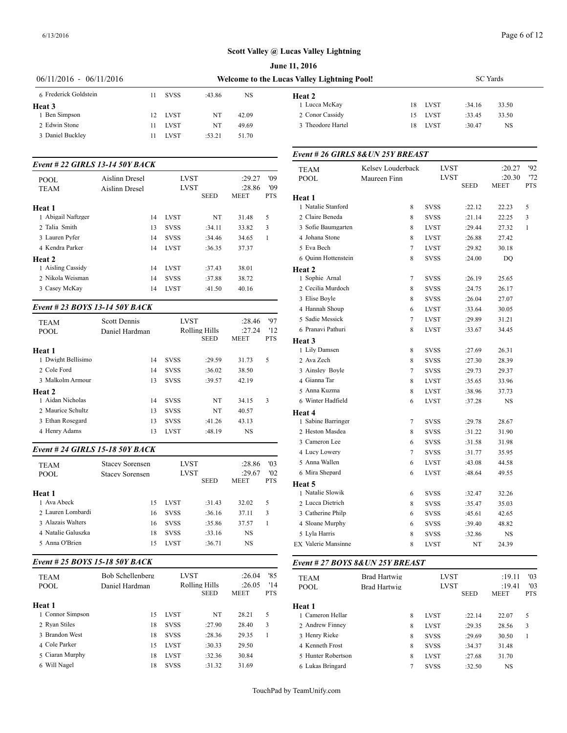## Scott Valley @ Lucas Valley Lightning

**June 11, 2016**

06/11/2016 - 06/11/2016 — **Welcome to the Lucas Valley Lightning Pool!** — SC Yards

| | | | | | |
|---|---|---|---|---|---|
| 6 Frederick Goldstein | 11 | SVSS | :43.86 | NS | |
| **Heat 3** | | | | | |
| 1 Ben Simpson | 12 | LVST | NT | 42.09 | |
| 2 Edwin Stone | 11 | LVST | NT | 49.69 | |
| 3 Daniel Buckley | 11 | LVST | :53.21 | 51.70 | |

### Event # 22 GIRLS 13-14 50Y BACK

| | | | | | |
|---|---|---|---|---|---|
| POOL | Aislinn Dresel | LVST | | :29.27 | '09 |
| TEAM | Aislinn Dresel | LVST | | :28.86 | '09 |
| | | | SEED | MEET | PTS |
| **Heat 1** | | | | | |
| 1 Abigail Naftzger | 14 | LVST | NT | 31.48 | 5 |
| 2 Talia Smith | 13 | SVSS | :34.11 | 33.82 | 3 |
| 3 Lauren Pyfer | 14 | SVSS | :34.46 | 34.65 | 1 |
| 4 Kendra Parker | 14 | LVST | :36.35 | 37.37 | |
| **Heat 2** | | | | | |
| 1 Aisling Cassidy | 14 | LVST | :37.43 | 38.01 | |
| 2 Nikola Weisman | 14 | SVSS | :37.88 | 38.72 | |
| 3 Casey McKay | 14 | LVST | :41.50 | 40.16 | |

### Event # 23 BOYS 13-14 50Y BACK

| | | | | | |
|---|---|---|---|---|---|
| TEAM | Scott Dennis | LVST | | :28.46 | '97 |
| POOL | Daniel Hardman | Rolling Hills | | :27.24 | '12 |
| | | | SEED | MEET | PTS |
| **Heat 1** | | | | | |
| 1 Dwight Bellisimo | 14 | SVSS | :29.59 | 31.73 | 5 |
| 2 Cole Ford | 14 | SVSS | :36.02 | 38.50 | |
| 3 Malkolm Armour | 13 | SVSS | :39.57 | 42.19 | |
| **Heat 2** | | | | | |
| 1 Aidan Nicholas | 14 | SVSS | NT | 34.15 | 3 |
| 2 Maurice Schultz | 13 | SVSS | NT | 40.57 | |
| 3 Ethan Rosegard | 13 | SVSS | :41.26 | 43.13 | |
| 4 Henry Adams | 13 | LVST | :48.19 | NS | |

### Event # 24 GIRLS 15-18 50Y BACK

| | | | | | |
|---|---|---|---|---|---|
| TEAM | Stacey Sorensen | LVST | | :28.86 | '03 |
| POOL | Stacey Sorensen | LVST | | :29.67 | '02 |
| | | | SEED | MEET | PTS |
| **Heat 1** | | | | | |
| 1 Ava Abeck | 15 | LVST | :31.43 | 32.02 | 5 |
| 2 Lauren Lombardi | 16 | SVSS | :36.16 | 37.11 | 3 |
| 3 Alazais Walters | 16 | SVSS | :35.86 | 37.57 | 1 |
| 4 Natalie Galuszka | 18 | SVSS | :33.16 | NS | |
| 5 Anna O'Brien | 15 | LVST | :36.71 | NS | |

### Event # 25 BOYS 15-18 50Y BACK

| | | | | | |
|---|---|---|---|---|---|
| TEAM | Bob Schellenberg | LVST | | :26.04 | '85 |
| POOL | Daniel Hardman | Rolling Hills | | :26.05 | '14 |
| | | | SEED | MEET | PTS |
| **Heat 1** | | | | | |
| 1 Connor Simpson | 15 | LVST | NT | 28.21 | 5 |
| 2 Ryan Stiles | 18 | SVSS | :27.90 | 28.40 | 3 |
| 3 Brandon West | 18 | SVSS | :28.36 | 29.35 | 1 |
| 4 Cole Parker | 15 | LVST | :30.33 | 29.50 | |
| 5 Ciaran Murphy | 18 | LVST | :32.36 | 30.84 | |
| 6 Will Nagel | 18 | SVSS | :31.32 | 31.69 | |
| **Heat 2** | | | | | |
| 1 Lucca McKay | 18 | LVST | :34.16 | 33.50 | |
| 2 Conor Cassidy | 15 | LVST | :33.45 | 33.50 | |
| 3 Theodore Hartel | 18 | LVST | :30.47 | NS | |

### Event # 26 GIRLS 8&UN 25Y BREAST

| | | | | | |
|---|---|---|---|---|---|
| TEAM | Kelsey Louderback | LVST | | :20.27 | '92 |
| POOL | Maureen Finn | LVST | | :20.30 | '72 |
| | | | SEED | MEET | PTS |
| **Heat 1** | | | | | |
| 1 Natalie Stanford | 8 | SVSS | :22.12 | 22.23 | 5 |
| 2 Claire Beneda | 8 | SVSS | :21.14 | 22.25 | 3 |
| 3 Sofie Baumgarten | 8 | LVST | :29.44 | 27.32 | 1 |
| 4 Johana Stone | 8 | LVST | :26.88 | 27.42 | |
| 5 Eva Bech | 7 | LVST | :29.82 | 30.18 | |
| 6 Quinn Hottenstein | 8 | SVSS | :24.00 | DQ | |
| **Heat 2** | | | | | |
| 1 Sophie Arnal | 7 | SVSS | :26.19 | 25.65 | |
| 2 Cecilia Murdoch | 8 | SVSS | :24.75 | 26.17 | |
| 3 Elise Boyle | 8 | SVSS | :26.04 | 27.07 | |
| 4 Hannah Shoup | 6 | LVST | :33.64 | 30.05 | |
| 5 Sadie Messick | 7 | LVST | :29.89 | 31.21 | |
| 6 Pranavi Pathuri | 8 | LVST | :33.67 | 34.45 | |
| **Heat 3** | | | | | |
| 1 Lily Damsen | 8 | SVSS | :27.69 | 26.31 | |
| 2 Ava Zech | 8 | SVSS | :27.30 | 28.39 | |
| 3 Ainsley Boyle | 7 | SVSS | :29.73 | 29.37 | |
| 4 Gianna Tar | 8 | LVST | :35.65 | 33.96 | |
| 5 Anna Kuzma | 8 | LVST | :38.96 | 37.73 | |
| 6 Winter Hadfield | 6 | LVST | :37.28 | NS | |
| **Heat 4** | | | | | |
| 1 Sabine Barringer | 7 | SVSS | :29.78 | 28.67 | |
| 2 Heston Masdea | 8 | SVSS | :31.22 | 31.90 | |
| 3 Cameron Lee | 6 | SVSS | :31.58 | 31.98 | |
| 4 Lucy Lowery | 7 | SVSS | :31.77 | 35.95 | |
| 5 Anna Wallen | 6 | LVST | :43.08 | 44.58 | |
| 6 Mira Shepard | 6 | LVST | :48.64 | 49.55 | |
| **Heat 5** | | | | | |
| 1 Natalie Slowik | 6 | SVSS | :32.47 | 32.26 | |
| 2 Lucca Dietrich | 8 | SVSS | :35.47 | 35.03 | |
| 3 Catherine Philp | 6 | SVSS | :45.61 | 42.65 | |
| 4 Sloane Murphy | 6 | SVSS | :39.40 | 48.82 | |
| 5 Lyla Harris | 8 | SVSS | :32.86 | NS | |
| EX Valerie Mansinne | 8 | LVST | NT | 24.39 | |

### Event # 27 BOYS 8&UN 25Y BREAST

| | | | | | |
|---|---|---|---|---|---|
| TEAM | Brad Hartwig | LVST | | :19.11 | '03 |
| POOL | Brad Hartwig | LVST | | :19.41 | '03 |
| | | | SEED | MEET | PTS |
| **Heat 1** | | | | | |
| 1 Cameron Hellar | 8 | LVST | :22.14 | 22.07 | 5 |
| 2 Andrew Finney | 8 | LVST | :29.35 | 28.56 | 3 |
| 3 Henry Rieke | 8 | SVSS | :29.69 | 30.50 | 1 |
| 4 Kenneth Frost | 8 | SVSS | :34.37 | 31.48 | |
| 5 Hunter Robertson | 8 | LVST | :27.68 | 31.70 | |
| 6 Lukas Bringard | 7 | SVSS | :32.50 | NS | |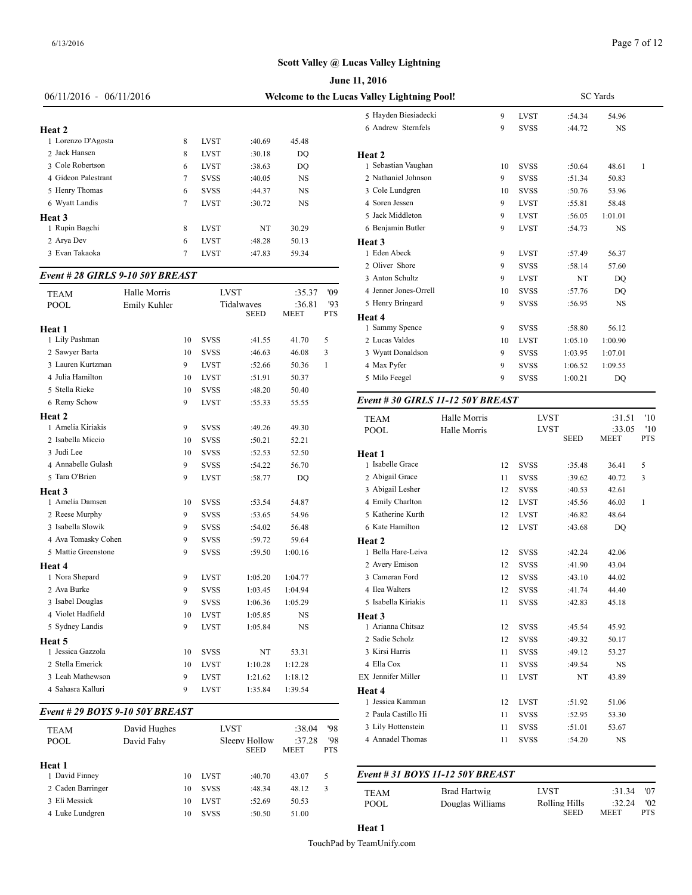Scott Valley @ Lucas Valley Lightning

June 11, 2016

06/11/2016 - 06/11/2016 — Welcome to the Lucas Valley Lightning Pool! — SC Yards

### Heat 2

| | | | | | |
|---|---|---|---|---|---|
| 1 Lorenzo D'Agosta | 8 | LVST | :40.69 | 45.48 | |
| 2 Jack Hansen | 8 | LVST | :30.18 | DQ | |
| 3 Cole Robertson | 6 | LVST | :38.63 | DQ | |
| 4 Gideon Palestrant | 7 | SVSS | :40.05 | NS | |
| 5 Henry Thomas | 6 | SVSS | :44.37 | NS | |
| 6 Wyatt Landis | 7 | LVST | :30.72 | NS | |

### Heat 3

| | | | | | |
|---|---|---|---|---|---|
| 1 Rupin Bagchi | 8 | LVST | NT | 30.29 | |
| 2 Arya Dev | 6 | LVST | :48.28 | 50.13 | |
| 3 Evan Takaoka | 7 | LVST | :47.83 | 59.34 | |

## *Event # 28 GIRLS 9-10 50Y BREAST*

| | | | | |
|---|---|---|---|---|
| TEAM | Halle Morris | LVST | :35.37 | '09 |
| POOL | Emily Kuhler | Tidalwaves | :36.81 | '93 |

| | | | SEED | MEET | PTS |
|---|---|---|---|---|---|
| **Heat 1** | | | | | |
| 1 Lily Pashman | 10 | SVSS | :41.55 | 41.70 | 5 |
| 2 Sawyer Barta | 10 | SVSS | :46.63 | 46.08 | 3 |
| 3 Lauren Kurtzman | 9 | LVST | :52.66 | 50.36 | 1 |
| 4 Julia Hamilton | 10 | LVST | :51.91 | 50.37 | |
| 5 Stella Rieke | 10 | SVSS | :48.20 | 50.40 | |
| 6 Remy Schow | 9 | LVST | :55.33 | 55.55 | |
| **Heat 2** | | | | | |
| 1 Amelia Kiriakis | 9 | SVSS | :49.26 | 49.30 | |
| 2 Isabella Miccio | 10 | SVSS | :50.21 | 52.21 | |
| 3 Judi Lee | 10 | SVSS | :52.53 | 52.50 | |
| 4 Annabelle Gulash | 9 | SVSS | :54.22 | 56.70 | |
| 5 Tara O'Brien | 9 | LVST | :58.77 | DQ | |
| **Heat 3** | | | | | |
| 1 Amelia Damsen | 10 | SVSS | :53.54 | 54.87 | |
| 2 Reese Murphy | 9 | SVSS | :53.65 | 54.96 | |
| 3 Isabella Slowik | 9 | SVSS | :54.02 | 56.48 | |
| 4 Ava Tomasky Cohen | 9 | SVSS | :59.72 | 59.64 | |
| 5 Mattie Greenstone | 9 | SVSS | :59.50 | 1:00.16 | |
| **Heat 4** | | | | | |
| 1 Nora Shepard | 9 | LVST | 1:05.20 | 1:04.77 | |
| 2 Ava Burke | 9 | SVSS | 1:03.45 | 1:04.94 | |
| 3 Isabel Douglas | 9 | SVSS | 1:06.36 | 1:05.29 | |
| 4 Violet Hadfield | 10 | LVST | 1:05.85 | NS | |
| 5 Sydney Landis | 9 | LVST | 1:05.84 | NS | |
| **Heat 5** | | | | | |
| 1 Jessica Gazzola | 10 | SVSS | NT | 53.31 | |
| 2 Stella Emerick | 10 | LVST | 1:10.28 | 1:12.28 | |
| 3 Leah Mathewson | 9 | LVST | 1:21.62 | 1:18.12 | |
| 4 Sahasra Kalluri | 9 | LVST | 1:35.84 | 1:39.54 | |

## *Event # 29 BOYS 9-10 50Y BREAST*

| | | | | |
|---|---|---|---|---|
| TEAM | David Hughes | LVST | :38.04 | '98 |
| POOL | David Fahy | Sleepy Hollow | :37.28 | '98 |

| | | | SEED | MEET | PTS |
|---|---|---|---|---|---|
| **Heat 1** | | | | | |
| 1 David Finney | 10 | LVST | :40.70 | 43.07 | 5 |
| 2 Caden Barringer | 10 | SVSS | :48.34 | 48.12 | 3 |
| 3 Eli Messick | 10 | LVST | :52.69 | 50.53 | |
| 4 Luke Lundgren | 10 | SVSS | :50.50 | 51.00 | |
| 5 Hayden Biesiadecki | 9 | LVST | :54.34 | 54.96 | |
| 6 Andrew Sternfels | 9 | SVSS | :44.72 | NS | |
| **Heat 2** | | | | | |
| 1 Sebastian Vaughan | 10 | SVSS | :50.64 | 48.61 | 1 |
| 2 Nathaniel Johnson | 9 | SVSS | :51.34 | 50.83 | |
| 3 Cole Lundgren | 10 | SVSS | :50.76 | 53.96 | |
| 4 Soren Jessen | 9 | LVST | :55.81 | 58.48 | |
| 5 Jack Middleton | 9 | LVST | :56.05 | 1:01.01 | |
| 6 Benjamin Butler | 9 | LVST | :54.73 | NS | |
| **Heat 3** | | | | | |
| 1 Eden Abeck | 9 | LVST | :57.49 | 56.37 | |
| 2 Oliver Shore | 9 | SVSS | :58.14 | 57.60 | |
| 3 Anton Schultz | 9 | LVST | NT | DQ | |
| 4 Jenner Jones-Orrell | 10 | SVSS | :57.76 | DQ | |
| 5 Henry Bringard | 9 | SVSS | :56.95 | NS | |
| **Heat 4** | | | | | |
| 1 Sammy Spence | 9 | SVSS | :58.80 | 56.12 | |
| 2 Lucas Valdes | 10 | LVST | 1:05.10 | 1:00.90 | |
| 3 Wyatt Donaldson | 9 | SVSS | 1:03.95 | 1:07.01 | |
| 4 Max Pyfer | 9 | SVSS | 1:06.52 | 1:09.55 | |
| 5 Milo Feegel | 9 | SVSS | 1:00.21 | DQ | |

## *Event # 30 GIRLS 11-12 50Y BREAST*

| | | | | |
|---|---|---|---|---|
| TEAM | Halle Morris | LVST | :31.51 | '10 |
| POOL | Halle Morris | LVST | :33.05 | '10 |

| | | | SEED | MEET | PTS |
|---|---|---|---|---|---|
| **Heat 1** | | | | | |
| 1 Isabelle Grace | 12 | SVSS | :35.48 | 36.41 | 5 |
| 2 Abigail Grace | 11 | SVSS | :39.62 | 40.72 | 3 |
| 3 Abigail Lesher | 12 | SVSS | :40.53 | 42.61 | |
| 4 Emily Charlton | 12 | LVST | :45.56 | 46.03 | 1 |
| 5 Katherine Kurth | 12 | LVST | :46.82 | 48.64 | |
| 6 Kate Hamilton | 12 | LVST | :43.68 | DQ | |
| **Heat 2** | | | | | |
| 1 Bella Hare-Leiva | 12 | SVSS | :42.24 | 42.06 | |
| 2 Avery Emison | 12 | SVSS | :41.90 | 43.04 | |
| 3 Cameran Ford | 12 | SVSS | :43.10 | 44.02 | |
| 4 Ilea Walters | 12 | SVSS | :41.74 | 44.40 | |
| 5 Isabella Kiriakis | 11 | SVSS | :42.83 | 45.18 | |
| **Heat 3** | | | | | |
| 1 Arianna Chitsaz | 12 | SVSS | :45.54 | 45.92 | |
| 2 Sadie Scholz | 12 | SVSS | :49.32 | 50.17 | |
| 3 Kirsi Harris | 11 | SVSS | :49.12 | 53.27 | |
| 4 Ella Cox | 11 | SVSS | :49.54 | NS | |
| EX Jennifer Miller | 11 | LVST | NT | 43.89 | |
| **Heat 4** | | | | | |
| 1 Jessica Kamman | 12 | LVST | :51.92 | 51.06 | |
| 2 Paula Castillo Hi | 11 | SVSS | :52.95 | 53.30 | |
| 3 Lily Hottenstein | 11 | SVSS | :51.01 | 53.67 | |
| 4 Annadel Thomas | 11 | SVSS | :54.20 | NS | |

## *Event # 31 BOYS 11-12 50Y BREAST*

| | | | | |
|---|---|---|---|---|
| TEAM | Brad Hartwig | LVST | :31.34 | '07 |
| POOL | Douglas Williams | Rolling Hills | :32.24 | '02 |
| | | SEED | MEET | PTS |

### Heat 1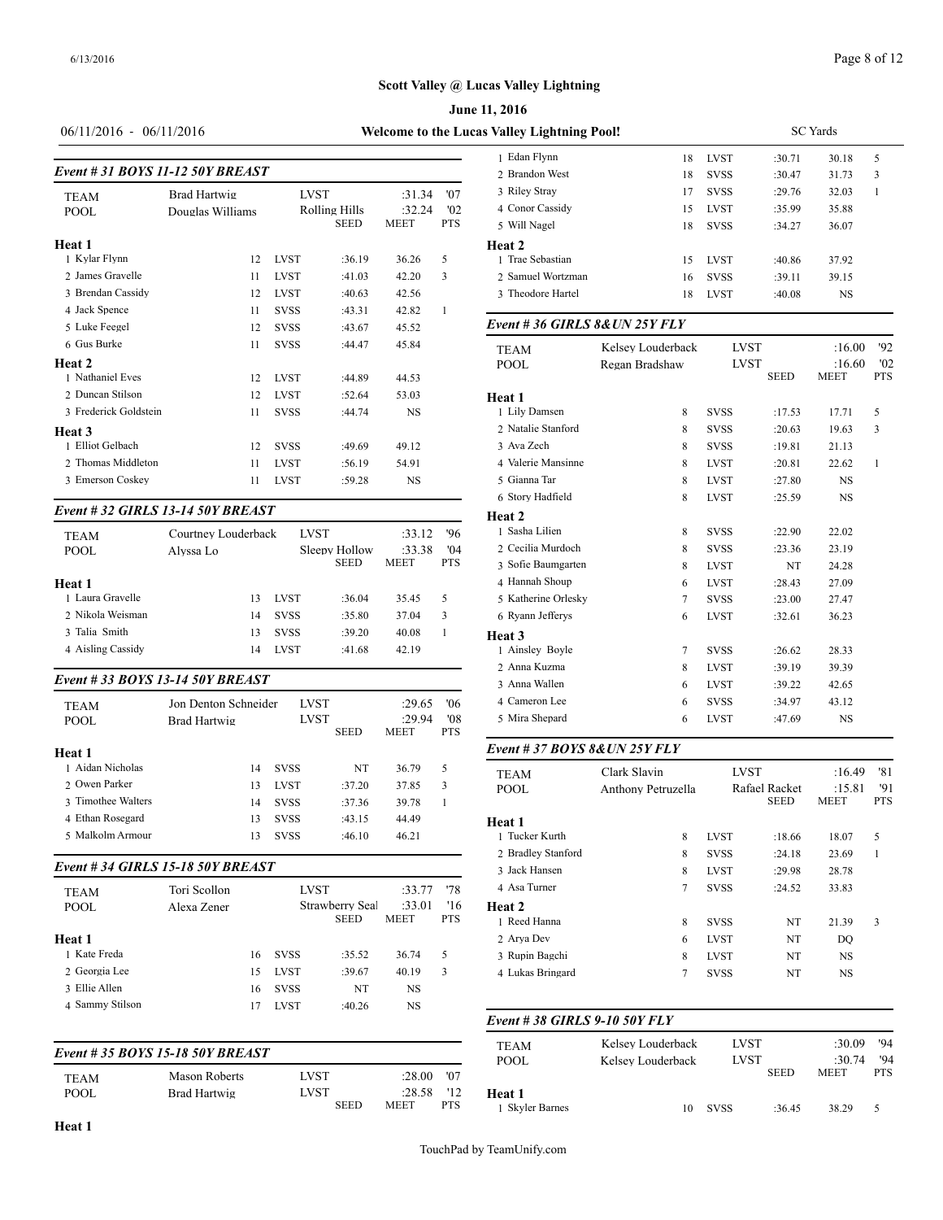# Scott Valley @ Lucas Valley Lightning

**June 11, 2016**

06/11/2016 - 06/11/2016 **Welcome to the Lucas Valley Lightning Pool!** SC Yards

### *Event # 31 BOYS 11-12 50Y BREAST*

| | | | | | |
|---|---|---|---|---|---|
| TEAM | Brad Hartwig | LVST | | :31.34 | '07 |
| POOL | Douglas Williams | Rolling Hills | | :32.24 | '02 |
| | | | SEED | MEET | PTS |

**Heat 1**

| | | | | | | |
|---|---|---|---|---|---|---|
| 1 | Kylar Flynn | 12 | LVST | :36.19 | 36.26 | 5 |
| 2 | James Gravelle | 11 | LVST | :41.03 | 42.20 | 3 |
| 3 | Brendan Cassidy | 12 | LVST | :40.63 | 42.56 | |
| 4 | Jack Spence | 11 | SVSS | :43.31 | 42.82 | 1 |
| 5 | Luke Feegel | 12 | SVSS | :43.67 | 45.52 | |
| 6 | Gus Burke | 11 | SVSS | :44.47 | 45.84 | |

**Heat 2**

| | | | | | | |
|---|---|---|---|---|---|---|
| 1 | Nathaniel Eves | 12 | LVST | :44.89 | 44.53 | |
| 2 | Duncan Stilson | 12 | LVST | :52.64 | 53.03 | |
| 3 | Frederick Goldstein | 11 | SVSS | :44.74 | NS | |

**Heat 3**

| | | | | | | |
|---|---|---|---|---|---|---|
| 1 | Elliot Gelbach | 12 | SVSS | :49.69 | 49.12 | |
| 2 | Thomas Middleton | 11 | LVST | :56.19 | 54.91 | |
| 3 | Emerson Coskey | 11 | LVST | :59.28 | NS | |

### *Event # 32 GIRLS 13-14 50Y BREAST*

| | | | | | |
|---|---|---|---|---|---|
| TEAM | Courtney Louderback | LVST | | :33.12 | '96 |
| POOL | Alyssa Lo | Sleepy Hollow | | :33.38 | '04 |
| | | | SEED | MEET | PTS |

**Heat 1**

| | | | | | | |
|---|---|---|---|---|---|---|
| 1 | Laura Gravelle | 13 | LVST | :36.04 | 35.45 | 5 |
| 2 | Nikola Weisman | 14 | SVSS | :35.80 | 37.04 | 3 |
| 3 | Talia Smith | 13 | SVSS | :39.20 | 40.08 | 1 |
| 4 | Aisling Cassidy | 14 | LVST | :41.68 | 42.19 | |

### *Event # 33 BOYS 13-14 50Y BREAST*

| | | | | | |
|---|---|---|---|---|---|
| TEAM | Jon Denton Schneider | LVST | | :29.65 | '06 |
| POOL | Brad Hartwig | LVST | | :29.94 | '08 |
| | | | SEED | MEET | PTS |

**Heat 1**

| | | | | | | |
|---|---|---|---|---|---|---|
| 1 | Aidan Nicholas | 14 | SVSS | NT | 36.79 | 5 |
| 2 | Owen Parker | 13 | LVST | :37.20 | 37.85 | 3 |
| 3 | Timothee Walters | 14 | SVSS | :37.36 | 39.78 | 1 |
| 4 | Ethan Rosegard | 13 | SVSS | :43.15 | 44.49 | |
| 5 | Malkolm Armour | 13 | SVSS | :46.10 | 46.21 | |

### *Event # 34 GIRLS 15-18 50Y BREAST*

| | | | | | |
|---|---|---|---|---|---|
| TEAM | Tori Scollon | LVST | | :33.77 | '78 |
| POOL | Alexa Zener | Strawberry Seal | | :33.01 | '16 |
| | | | SEED | MEET | PTS |

**Heat 1**

| | | | | | | |
|---|---|---|---|---|---|---|
| 1 | Kate Freda | 16 | SVSS | :35.52 | 36.74 | 5 |
| 2 | Georgia Lee | 15 | LVST | :39.67 | 40.19 | 3 |
| 3 | Ellie Allen | 16 | SVSS | NT | NS | |
| 4 | Sammy Stilson | 17 | LVST | :40.26 | NS | |

### *Event # 35 BOYS 15-18 50Y BREAST*

| | | | | | |
|---|---|---|---|---|---|
| TEAM | Mason Roberts | LVST | | :28.00 | '07 |
| POOL | Brad Hartwig | LVST | | :28.58 | '12 |
| | | | SEED | MEET | PTS |

**Heat 1**

| | | | | | | |
|---|---|---|---|---|---|---|
| 1 | Edan Flynn | 18 | LVST | :30.71 | 30.18 | 5 |
| 2 | Brandon West | 18 | SVSS | :30.47 | 31.73 | 3 |
| 3 | Riley Stray | 17 | SVSS | :29.76 | 32.03 | 1 |
| 4 | Conor Cassidy | 15 | LVST | :35.99 | 35.88 | |
| 5 | Will Nagel | 18 | SVSS | :34.27 | 36.07 | |

**Heat 2**

| | | | | | | |
|---|---|---|---|---|---|---|
| 1 | Trae Sebastian | 15 | LVST | :40.86 | 37.92 | |
| 2 | Samuel Wortzman | 16 | SVSS | :39.11 | 39.15 | |
| 3 | Theodore Hartel | 18 | LVST | :40.08 | NS | |

### *Event # 36 GIRLS 8&UN 25Y FLY*

| | | | | | |
|---|---|---|---|---|---|
| TEAM | Kelsey Louderback | LVST | | :16.00 | '92 |
| POOL | Regan Bradshaw | LVST | | :16.60 | '02 |
| | | | SEED | MEET | PTS |

**Heat 1**

| | | | | | | |
|---|---|---|---|---|---|---|
| 1 | Lily Damsen | 8 | SVSS | :17.53 | 17.71 | 5 |
| 2 | Natalie Stanford | 8 | SVSS | :20.63 | 19.63 | 3 |
| 3 | Ava Zech | 8 | SVSS | :19.81 | 21.13 | |
| 4 | Valerie Mansinne | 8 | LVST | :20.81 | 22.62 | 1 |
| 5 | Gianna Tar | 8 | LVST | :27.80 | NS | |
| 6 | Story Hadfield | 8 | LVST | :25.59 | NS | |

**Heat 2**

| | | | | | | |
|---|---|---|---|---|---|---|
| 1 | Sasha Lilien | 8 | SVSS | :22.90 | 22.02 | |
| 2 | Cecilia Murdoch | 8 | SVSS | :23.36 | 23.19 | |
| 3 | Sofie Baumgarten | 8 | LVST | NT | 24.28 | |
| 4 | Hannah Shoup | 6 | LVST | :28.43 | 27.09 | |
| 5 | Katherine Orlesky | 7 | SVSS | :23.00 | 27.47 | |
| 6 | Ryann Jefferys | 6 | LVST | :32.61 | 36.23 | |

**Heat 3**

| | | | | | | |
|---|---|---|---|---|---|---|
| 1 | Ainsley Boyle | 7 | SVSS | :26.62 | 28.33 | |
| 2 | Anna Kuzma | 8 | LVST | :39.19 | 39.39 | |
| 3 | Anna Wallen | 6 | LVST | :39.22 | 42.65 | |
| 4 | Cameron Lee | 6 | SVSS | :34.97 | 43.12 | |
| 5 | Mira Shepard | 6 | LVST | :47.69 | NS | |

### *Event # 37 BOYS 8&UN 25Y FLY*

| | | | | | |
|---|---|---|---|---|---|
| TEAM | Clark Slavin | LVST | | :16.49 | '81 |
| POOL | Anthony Petruzella | Rafael Racket | | :15.81 | '91 |
| | | | SEED | MEET | PTS |

**Heat 1**

| | | | | | | |
|---|---|---|---|---|---|---|
| 1 | Tucker Kurth | 8 | LVST | :18.66 | 18.07 | 5 |
| 2 | Bradley Stanford | 8 | SVSS | :24.18 | 23.69 | 1 |
| 3 | Jack Hansen | 8 | LVST | :29.98 | 28.78 | |
| 4 | Asa Turner | 7 | SVSS | :24.52 | 33.83 | |

**Heat 2**

| | | | | | | |
|---|---|---|---|---|---|---|
| 1 | Reed Hanna | 8 | SVSS | NT | 21.39 | 3 |
| 2 | Arya Dev | 6 | LVST | NT | DQ | |
| 3 | Rupin Bagchi | 8 | LVST | NT | NS | |
| 4 | Lukas Bringard | 7 | SVSS | NT | NS | |

### *Event # 38 GIRLS 9-10 50Y FLY*

| | | | | | |
|---|---|---|---|---|---|
| TEAM | Kelsey Louderback | LVST | | :30.09 | '94 |
| POOL | Kelsey Louderback | LVST | | :30.74 | '94 |
| | | | SEED | MEET | PTS |

**Heat 1**

| | | | | | | |
|---|---|---|---|---|---|---|
| 1 | Skyler Barnes | 10 | SVSS | :36.45 | 38.29 | 5 |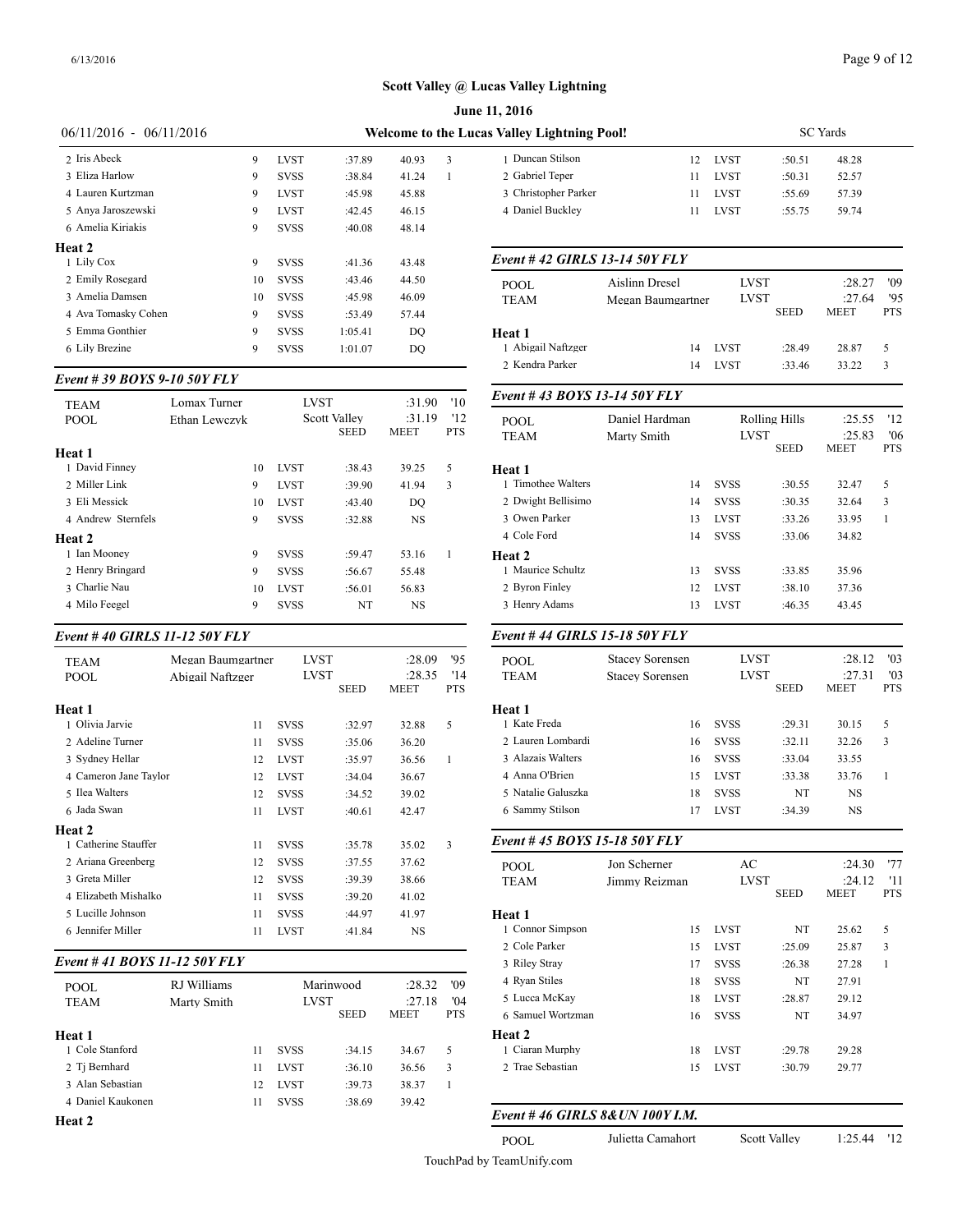# Scott Valley @ Lucas Valley Lightning

## June 11, 2016

06/11/2016 - 06/11/2016 **Welcome to the Lucas Valley Lightning Pool!** SC Yards

| | | | | | |
|---|---|---|---|---|---|
| 2 Iris Abeck | 9 | LVST | :37.89 | 40.93 | 3 |
| 3 Eliza Harlow | 9 | SVSS | :38.84 | 41.24 | 1 |
| 4 Lauren Kurtzman | 9 | LVST | :45.98 | 45.88 | |
| 5 Anya Jaroszewski | 9 | LVST | :42.45 | 46.15 | |
| 6 Amelia Kiriakis | 9 | SVSS | :40.08 | 48.14 | |
| **Heat 2** | | | | | |
| 1 Lily Cox | 9 | SVSS | :41.36 | 43.48 | |
| 2 Emily Rosegard | 10 | SVSS | :43.46 | 44.50 | |
| 3 Amelia Damsen | 10 | SVSS | :45.98 | 46.09 | |
| 4 Ava Tomasky Cohen | 9 | SVSS | :53.49 | 57.44 | |
| 5 Emma Gonthier | 9 | SVSS | 1:05.41 | DQ | |
| 6 Lily Brezine | 9 | SVSS | 1:01.07 | DQ | |

### Event # 39 BOYS 9-10 50Y FLY

| | | | | | |
|---|---|---|---|---|---|
| TEAM | Lomax Turner | LVST | | :31.90 | '10 |
| POOL | Ethan Lewczyk | Scott Valley | | :31.19 | '12 |
| | | | SEED | MEET | PTS |
| **Heat 1** | | | | | |
| 1 David Finney | 10 | LVST | :38.43 | 39.25 | 5 |
| 2 Miller Link | 9 | LVST | :39.90 | 41.94 | 3 |
| 3 Eli Messick | 10 | LVST | :43.40 | DQ | |
| 4 Andrew Sternfels | 9 | SVSS | :32.88 | NS | |
| **Heat 2** | | | | | |
| 1 Ian Mooney | 9 | SVSS | :59.47 | 53.16 | 1 |
| 2 Henry Bringard | 9 | SVSS | :56.67 | 55.48 | |
| 3 Charlie Nau | 10 | LVST | :56.01 | 56.83 | |
| 4 Milo Feegel | 9 | SVSS | NT | NS | |

### Event # 40 GIRLS 11-12 50Y FLY

| | | | | | |
|---|---|---|---|---|---|
| TEAM | Megan Baumgartner | LVST | | :28.09 | '95 |
| POOL | Abigail Naftzger | LVST | | :28.35 | '14 |
| | | | SEED | MEET | PTS |
| **Heat 1** | | | | | |
| 1 Olivia Jarvie | 11 | SVSS | :32.97 | 32.88 | 5 |
| 2 Adeline Turner | 11 | SVSS | :35.06 | 36.20 | |
| 3 Sydney Hellar | 12 | LVST | :35.97 | 36.56 | 1 |
| 4 Cameron Jane Taylor | 12 | LVST | :34.04 | 36.67 | |
| 5 Ilea Walters | 12 | SVSS | :34.52 | 39.02 | |
| 6 Jada Swan | 11 | LVST | :40.61 | 42.47 | |
| **Heat 2** | | | | | |
| 1 Catherine Stauffer | 11 | SVSS | :35.78 | 35.02 | 3 |
| 2 Ariana Greenberg | 12 | SVSS | :37.55 | 37.62 | |
| 3 Greta Miller | 12 | SVSS | :39.39 | 38.66 | |
| 4 Elizabeth Mishalko | 11 | SVSS | :39.20 | 41.02 | |
| 5 Lucille Johnson | 11 | SVSS | :44.97 | 41.97 | |
| 6 Jennifer Miller | 11 | LVST | :41.84 | NS | |

### Event # 41 BOYS 11-12 50Y FLY

| | | | | | |
|---|---|---|---|---|---|
| POOL | RJ Williams | Marinwood | | :28.32 | '09 |
| TEAM | Marty Smith | LVST | | :27.18 | '04 |
| | | | SEED | MEET | PTS |
| **Heat 1** | | | | | |
| 1 Cole Stanford | 11 | SVSS | :34.15 | 34.67 | 5 |
| 2 Tj Bernhard | 11 | LVST | :36.10 | 36.56 | 3 |
| 3 Alan Sebastian | 12 | LVST | :39.73 | 38.37 | 1 |
| 4 Daniel Kaukonen | 11 | SVSS | :38.69 | 39.42 | |
| **Heat 2** | | | | | |
| 1 Duncan Stilson | 12 | LVST | :50.51 | 48.28 | |
| 2 Gabriel Teper | 11 | LVST | :50.31 | 52.57 | |
| 3 Christopher Parker | 11 | LVST | :55.69 | 57.39 | |
| 4 Daniel Buckley | 11 | LVST | :55.75 | 59.74 | |

### Event # 42 GIRLS 13-14 50Y FLY

| | | | | | |
|---|---|---|---|---|---|
| POOL | Aislinn Dresel | LVST | | :28.27 | '09 |
| TEAM | Megan Baumgartner | LVST | | :27.64 | '95 |
| | | | SEED | MEET | PTS |
| **Heat 1** | | | | | |
| 1 Abigail Naftzger | 14 | LVST | :28.49 | 28.87 | 5 |
| 2 Kendra Parker | 14 | LVST | :33.46 | 33.22 | 3 |

### Event # 43 BOYS 13-14 50Y FLY

| | | | | | |
|---|---|---|---|---|---|
| POOL | Daniel Hardman | Rolling Hills | | :25.55 | '12 |
| TEAM | Marty Smith | LVST | | :25.83 | '06 |
| | | | SEED | MEET | PTS |
| **Heat 1** | | | | | |
| 1 Timothee Walters | 14 | SVSS | :30.55 | 32.47 | 5 |
| 2 Dwight Bellisimo | 14 | SVSS | :30.35 | 32.64 | 3 |
| 3 Owen Parker | 13 | LVST | :33.26 | 33.95 | 1 |
| 4 Cole Ford | 14 | SVSS | :33.06 | 34.82 | |
| **Heat 2** | | | | | |
| 1 Maurice Schultz | 13 | SVSS | :33.85 | 35.96 | |
| 2 Byron Finley | 12 | LVST | :38.10 | 37.36 | |
| 3 Henry Adams | 13 | LVST | :46.35 | 43.45 | |

### Event # 44 GIRLS 15-18 50Y FLY

| | | | | | |
|---|---|---|---|---|---|
| POOL | Stacey Sorensen | LVST | | :28.12 | '03 |
| TEAM | Stacey Sorensen | LVST | | :27.31 | '03 |
| | | | SEED | MEET | PTS |
| **Heat 1** | | | | | |
| 1 Kate Freda | 16 | SVSS | :29.31 | 30.15 | 5 |
| 2 Lauren Lombardi | 16 | SVSS | :32.11 | 32.26 | 3 |
| 3 Alazais Walters | 16 | SVSS | :33.04 | 33.55 | |
| 4 Anna O'Brien | 15 | LVST | :33.38 | 33.76 | 1 |
| 5 Natalie Galuszka | 18 | SVSS | NT | NS | |
| 6 Sammy Stilson | 17 | LVST | :34.39 | NS | |

### Event # 45 BOYS 15-18 50Y FLY

| | | | | | |
|---|---|---|---|---|---|
| POOL | Jon Scherner | AC | | :24.30 | '77 |
| TEAM | Jimmy Reizman | LVST | | :24.12 | '11 |
| | | | SEED | MEET | PTS |
| **Heat 1** | | | | | |
| 1 Connor Simpson | 15 | LVST | NT | 25.62 | 5 |
| 2 Cole Parker | 15 | LVST | :25.09 | 25.87 | 3 |
| 3 Riley Stray | 17 | SVSS | :26.38 | 27.28 | 1 |
| 4 Ryan Stiles | 18 | SVSS | NT | 27.91 | |
| 5 Lucca McKay | 18 | LVST | :28.87 | 29.12 | |
| 6 Samuel Wortzman | 16 | SVSS | NT | 34.97 | |
| **Heat 2** | | | | | |
| 1 Ciaran Murphy | 18 | LVST | :29.78 | 29.28 | |
| 2 Trae Sebastian | 15 | LVST | :30.79 | 29.77 | |

### Event # 46 GIRLS 8&UN 100Y I.M.

| | | | | |
|---|---|---|---|---|
| POOL | Julietta Camahort | Scott Valley | 1:25.44 | '12 |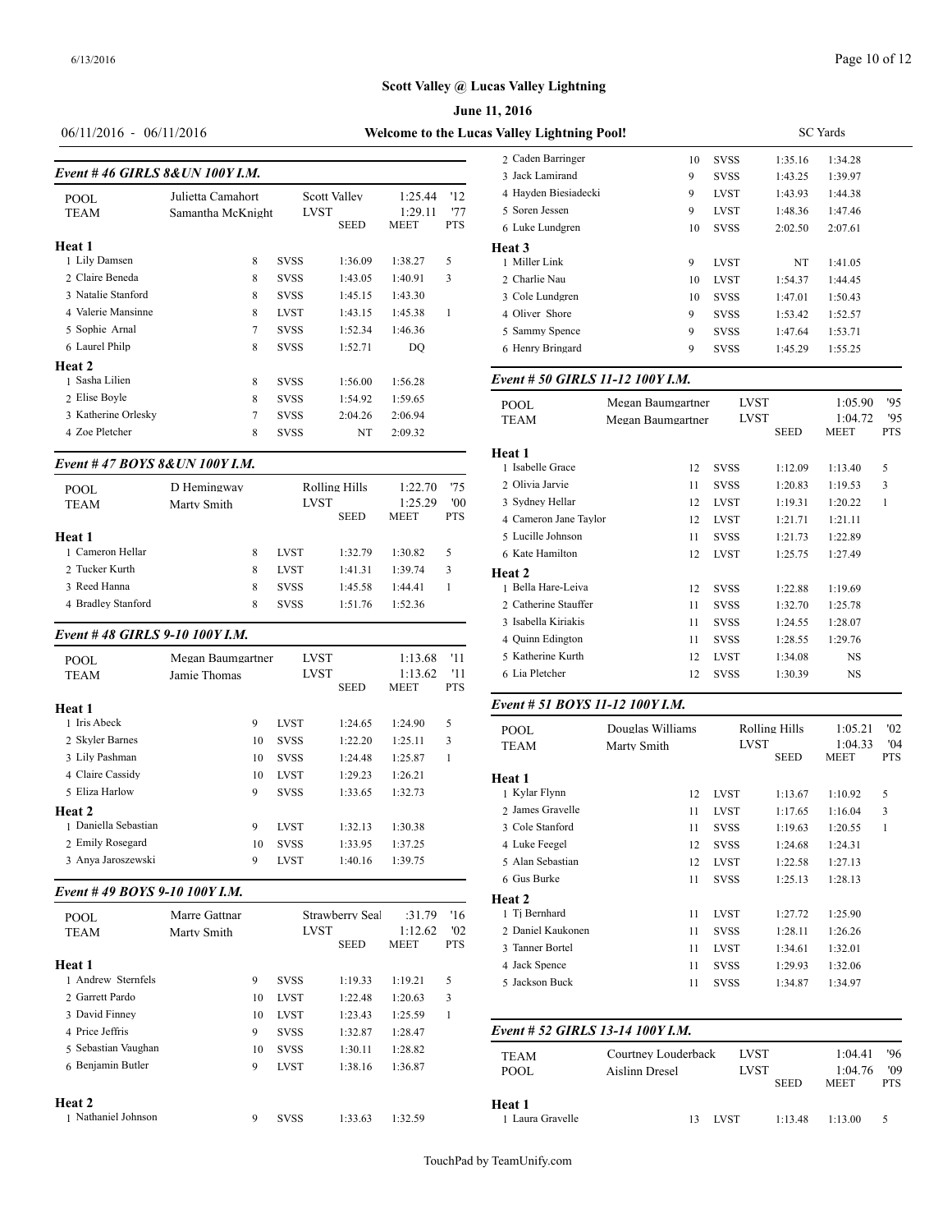# Scott Valley @ Lucas Valley Lightning

**June 11, 2016**

06/11/2016 - 06/11/2016 **Welcome to the Lucas Valley Lightning Pool!** SC Yards

### *Event # 46 GIRLS 8&UN 100Y I.M.*

| | | | | | | |
|---|---|---|---|---|---|---|
| POOL | Julietta Camahort | | Scott Valley | | 1:25.44 | '12 |
| TEAM | Samantha McKnight | | LVST | | 1:29.11 | '77 |
| | | | | SEED | MEET | PTS |
| **Heat 1** | | | | | | |
| 1 Lily Damsen | | 8 | SVSS | 1:36.09 | 1:38.27 | 5 |
| 2 Claire Beneda | | 8 | SVSS | 1:43.05 | 1:40.91 | 3 |
| 3 Natalie Stanford | | 8 | SVSS | 1:45.15 | 1:43.30 | |
| 4 Valerie Mansinne | | 8 | LVST | 1:43.15 | 1:45.38 | 1 |
| 5 Sophie Arnal | | 7 | SVSS | 1:52.34 | 1:46.36 | |
| 6 Laurel Philp | | 8 | SVSS | 1:52.71 | DQ | |
| **Heat 2** | | | | | | |
| 1 Sasha Lilien | | 8 | SVSS | 1:56.00 | 1:56.28 | |
| 2 Elise Boyle | | 8 | SVSS | 1:54.92 | 1:59.65 | |
| 3 Katherine Orlesky | | 7 | SVSS | 2:04.26 | 2:06.94 | |
| 4 Zoe Pletcher | | 8 | SVSS | NT | 2:09.32 | |

### *Event # 47 BOYS 8&UN 100Y I.M.*

| | | | | | | |
|---|---|---|---|---|---|---|
| POOL | D Hemingway | | Rolling Hills | | 1:22.70 | '75 |
| TEAM | Marty Smith | | LVST | | 1:25.29 | '00 |
| | | | | SEED | MEET | PTS |
| **Heat 1** | | | | | | |
| 1 Cameron Hellar | | 8 | LVST | 1:32.79 | 1:30.82 | 5 |
| 2 Tucker Kurth | | 8 | LVST | 1:41.31 | 1:39.74 | 3 |
| 3 Reed Hanna | | 8 | SVSS | 1:45.58 | 1:44.41 | 1 |
| 4 Bradley Stanford | | 8 | SVSS | 1:51.76 | 1:52.36 | |

### *Event # 48 GIRLS 9-10 100Y I.M.*

| | | | | | | |
|---|---|---|---|---|---|---|
| POOL | Megan Baumgartner | | LVST | | 1:13.68 | '11 |
| TEAM | Jamie Thomas | | LVST | | 1:13.62 | '11 |
| | | | | SEED | MEET | PTS |
| **Heat 1** | | | | | | |
| 1 Iris Abeck | | 9 | LVST | 1:24.65 | 1:24.90 | 5 |
| 2 Skyler Barnes | | 10 | SVSS | 1:22.20 | 1:25.11 | 3 |
| 3 Lily Pashman | | 10 | SVSS | 1:24.48 | 1:25.87 | 1 |
| 4 Claire Cassidy | | 10 | LVST | 1:29.23 | 1:26.21 | |
| 5 Eliza Harlow | | 9 | SVSS | 1:33.65 | 1:32.73 | |
| **Heat 2** | | | | | | |
| 1 Daniella Sebastian | | 9 | LVST | 1:32.13 | 1:30.38 | |
| 2 Emily Rosegard | | 10 | SVSS | 1:33.95 | 1:37.25 | |
| 3 Anya Jaroszewski | | 9 | LVST | 1:40.16 | 1:39.75 | |

### *Event # 49 BOYS 9-10 100Y I.M.*

| | | | | | | |
|---|---|---|---|---|---|---|
| POOL | Marre Gattnar | | Strawberry Seal | | :31.79 | '16 |
| TEAM | Marty Smith | | LVST | | 1:12.62 | '02 |
| | | | | SEED | MEET | PTS |
| **Heat 1** | | | | | | |
| 1 Andrew Sternfels | | 9 | SVSS | 1:19.33 | 1:19.21 | 5 |
| 2 Garrett Pardo | | 10 | LVST | 1:22.48 | 1:20.63 | 3 |
| 3 David Finney | | 10 | LVST | 1:23.43 | 1:25.59 | 1 |
| 4 Price Jeffris | | 9 | SVSS | 1:32.87 | 1:28.47 | |
| 5 Sebastian Vaughan | | 10 | SVSS | 1:30.11 | 1:28.82 | |
| 6 Benjamin Butler | | 9 | LVST | 1:38.16 | 1:36.87 | |
| **Heat 2** | | | | | | |
| 1 Nathaniel Johnson | | 9 | SVSS | 1:33.63 | 1:32.59 | |
| 2 Caden Barringer | | 10 | SVSS | 1:35.16 | 1:34.28 | |
| 3 Jack Lamirand | | 9 | SVSS | 1:43.25 | 1:39.97 | |
| 4 Hayden Biesiadecki | | 9 | LVST | 1:43.93 | 1:44.38 | |
| 5 Soren Jessen | | 9 | LVST | 1:48.36 | 1:47.46 | |
| 6 Luke Lundgren | | 10 | SVSS | 2:02.50 | 2:07.61 | |
| **Heat 3** | | | | | | |
| 1 Miller Link | | 9 | LVST | NT | 1:41.05 | |
| 2 Charlie Nau | | 10 | LVST | 1:54.37 | 1:44.45 | |
| 3 Cole Lundgren | | 10 | SVSS | 1:47.01 | 1:50.43 | |
| 4 Oliver Shore | | 9 | SVSS | 1:53.42 | 1:52.57 | |
| 5 Sammy Spence | | 9 | SVSS | 1:47.64 | 1:53.71 | |
| 6 Henry Bringard | | 9 | SVSS | 1:45.29 | 1:55.25 | |

### *Event # 50 GIRLS 11-12 100Y I.M.*

| | | | | | | |
|---|---|---|---|---|---|---|
| POOL | Megan Baumgartner | | LVST | | 1:05.90 | '95 |
| TEAM | Megan Baumgartner | | LVST | | 1:04.72 | '95 |
| | | | | SEED | MEET | PTS |
| **Heat 1** | | | | | | |
| 1 Isabelle Grace | | 12 | SVSS | 1:12.09 | 1:13.40 | 5 |
| 2 Olivia Jarvie | | 11 | SVSS | 1:20.83 | 1:19.53 | 3 |
| 3 Sydney Hellar | | 12 | LVST | 1:19.31 | 1:20.22 | 1 |
| 4 Cameron Jane Taylor | | 12 | LVST | 1:21.71 | 1:21.11 | |
| 5 Lucille Johnson | | 11 | SVSS | 1:21.73 | 1:22.89 | |
| 6 Kate Hamilton | | 12 | LVST | 1:25.75 | 1:27.49 | |
| **Heat 2** | | | | | | |
| 1 Bella Hare-Leiva | | 12 | SVSS | 1:22.88 | 1:19.69 | |
| 2 Catherine Stauffer | | 11 | SVSS | 1:32.70 | 1:25.78 | |
| 3 Isabella Kiriakis | | 11 | SVSS | 1:24.55 | 1:28.07 | |
| 4 Quinn Edington | | 11 | SVSS | 1:28.55 | 1:29.76 | |
| 5 Katherine Kurth | | 12 | LVST | 1:34.08 | NS | |
| 6 Lia Pletcher | | 12 | SVSS | 1:30.39 | NS | |

### *Event # 51 BOYS 11-12 100Y I.M.*

| | | | | | | |
|---|---|---|---|---|---|---|
| POOL | Douglas Williams | | Rolling Hills | | 1:05.21 | '02 |
| TEAM | Marty Smith | | LVST | | 1:04.33 | '04 |
| | | | | SEED | MEET | PTS |
| **Heat 1** | | | | | | |
| 1 Kylar Flynn | | 12 | LVST | 1:13.67 | 1:10.92 | 5 |
| 2 James Gravelle | | 11 | LVST | 1:17.65 | 1:16.04 | 3 |
| 3 Cole Stanford | | 11 | SVSS | 1:19.63 | 1:20.55 | 1 |
| 4 Luke Feegel | | 12 | SVSS | 1:24.68 | 1:24.31 | |
| 5 Alan Sebastian | | 12 | LVST | 1:22.58 | 1:27.13 | |
| 6 Gus Burke | | 11 | SVSS | 1:25.13 | 1:28.13 | |
| **Heat 2** | | | | | | |
| 1 Tj Bernhard | | 11 | LVST | 1:27.72 | 1:25.90 | |
| 2 Daniel Kaukonen | | 11 | SVSS | 1:28.11 | 1:26.26 | |
| 3 Tanner Bortel | | 11 | LVST | 1:34.61 | 1:32.01 | |
| 4 Jack Spence | | 11 | SVSS | 1:29.93 | 1:32.06 | |
| 5 Jackson Buck | | 11 | SVSS | 1:34.87 | 1:34.97 | |

### *Event # 52 GIRLS 13-14 100Y I.M.*

| | | | | | | |
|---|---|---|---|---|---|---|
| TEAM | Courtney Louderback | | LVST | | 1:04.41 | '96 |
| POOL | Aislinn Dresel | | LVST | | 1:04.76 | '09 |
| | | | | SEED | MEET | PTS |
| **Heat 1** | | | | | | |
| 1 Laura Gravelle | | 13 | LVST | 1:13.48 | 1:13.00 | 5 |

TouchPad by TeamUnify.com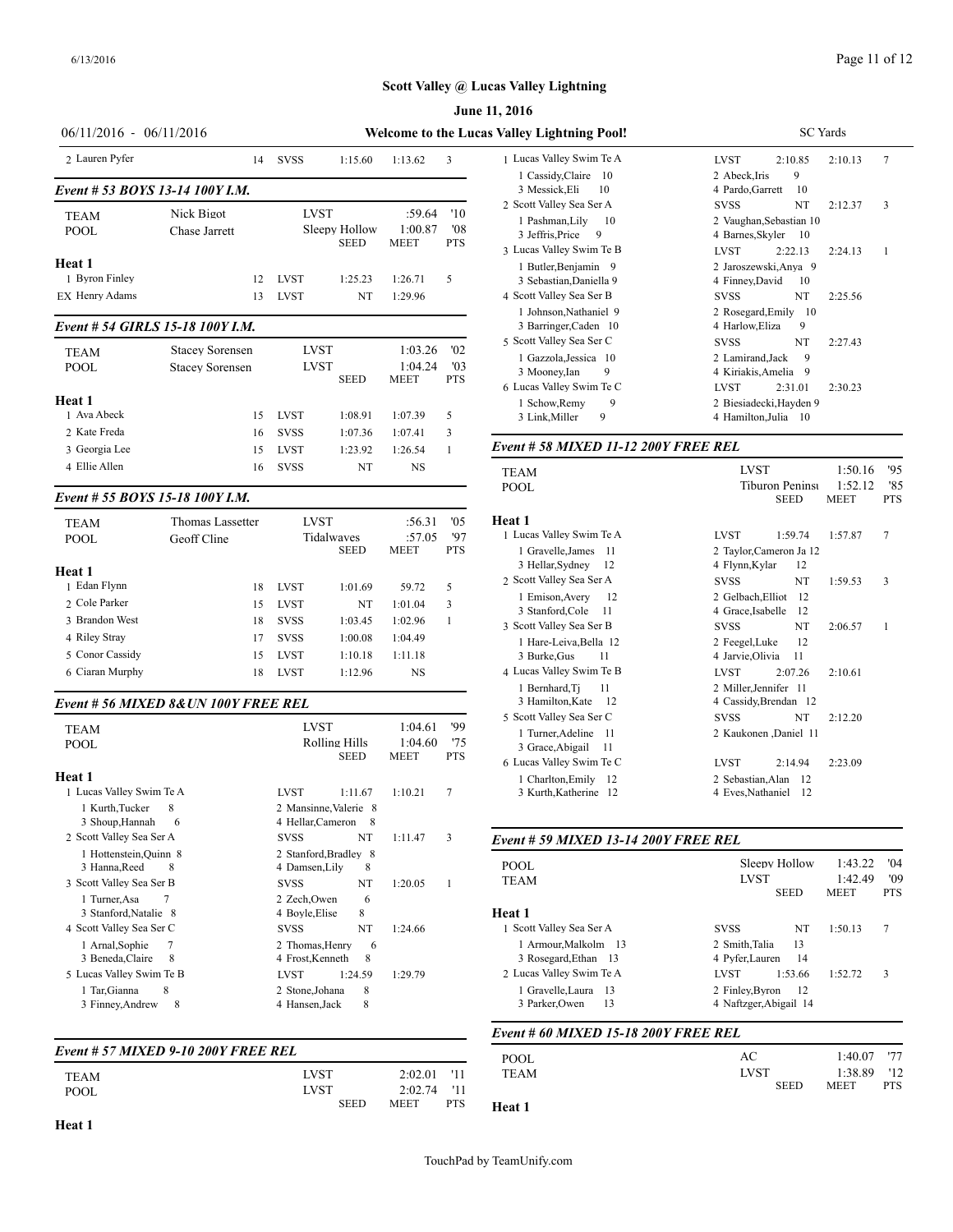# Scott Valley @ Lucas Valley Lightning

**June 11, 2016**

06/11/2016 - 06/11/2016 **Welcome to the Lucas Valley Lightning Pool!** SC Yards

| | | | | | | |
|---|---|---|---|---|---|---|
| 2 Lauren Pyfer | 14 | SVSS | 1:15.60 | 1:13.62 | 3 |

### Event # 53 BOYS 13-14 100Y I.M.

| TEAM | Nick Bigot | | LVST | :59.64 | '10 |
|---|---|---|---|---|---|
| POOL | Chase Jarrett | | Sleepy Hollow | 1:00.87 | '08 |
| | | | SEED | MEET | PTS |
| **Heat 1** | | | | | |
| 1 Byron Finley | 12 | LVST | 1:25.23 | 1:26.71 | 5 |
| EX Henry Adams | 13 | LVST | NT | 1:29.96 | |

### Event # 54 GIRLS 15-18 100Y I.M.

| TEAM | Stacey Sorensen | | LVST | 1:03.26 | '02 |
|---|---|---|---|---|---|
| POOL | Stacey Sorensen | | LVST | 1:04.24 | '03 |
| | | | SEED | MEET | PTS |
| **Heat 1** | | | | | |
| 1 Ava Abeck | 15 | LVST | 1:08.91 | 1:07.39 | 5 |
| 2 Kate Freda | 16 | SVSS | 1:07.36 | 1:07.41 | 3 |
| 3 Georgia Lee | 15 | LVST | 1:23.92 | 1:26.54 | 1 |
| 4 Ellie Allen | 16 | SVSS | NT | NS | |

### Event # 55 BOYS 15-18 100Y I.M.

| TEAM | Thomas Lassetter | | LVST | :56.31 | '05 |
|---|---|---|---|---|---|
| POOL | Geoff Cline | | Tidalwaves | :57.05 | '97 |
| | | | SEED | MEET | PTS |
| **Heat 1** | | | | | |
| 1 Edan Flynn | 18 | LVST | 1:01.69 | 59.72 | 5 |
| 2 Cole Parker | 15 | LVST | NT | 1:01.04 | 3 |
| 3 Brandon West | 18 | SVSS | 1:03.45 | 1:02.96 | 1 |
| 4 Riley Stray | 17 | SVSS | 1:00.08 | 1:04.49 | |
| 5 Conor Cassidy | 15 | LVST | 1:10.18 | 1:11.18 | |
| 6 Ciaran Murphy | 18 | LVST | 1:12.96 | NS | |

### Event # 56 MIXED 8&UN 100Y FREE REL

TEAM LVST 1:04.61 '99
POOL Rolling Hills 1:04.60 '75

| | | SEED | MEET | PTS |
|---|---|---|---|---|
| **Heat 1** | | | | |
| 1 Lucas Valley Swim Te A | LVST | 1:11.67 | 1:10.21 | 7 |
| 1 Kurth,Tucker 8; 2 Mansinne,Valerie 8; 3 Shoup,Hannah 6; 4 Hellar,Cameron 8 | | | | |
| 2 Scott Valley Sea Ser A | SVSS | NT | 1:11.47 | 3 |
| 1 Hottenstein,Quinn 8; 2 Stanford,Bradley 8; 3 Hanna,Reed 8; 4 Damsen,Lily 8 | | | | |
| 3 Scott Valley Sea Ser B | SVSS | NT | 1:20.05 | 1 |
| 1 Turner,Asa 7; 2 Zech,Owen 6; 3 Stanford,Natalie 8; 4 Boyle,Elise 8 | | | | |
| 4 Scott Valley Sea Ser C | SVSS | NT | 1:24.66 | |
| 1 Arnal,Sophie 7; 2 Thomas,Henry 6; 3 Beneda,Claire 8; 4 Frost,Kenneth 8 | | | | |
| 5 Lucas Valley Swim Te B | LVST | 1:24.59 | 1:29.79 | |
| 1 Tar,Gianna 8; 2 Stone,Johana 8; 3 Finney,Andrew 8; 4 Hansen,Jack 8 | | | | |

### Event # 57 MIXED 9-10 200Y FREE REL

TEAM LVST 2:02.01 '11
POOL LVST 2:02.74 '11

| | | SEED | MEET | PTS |
|---|---|---|---|---|
| **Heat 1** | | | | |
| 1 Lucas Valley Swim Te A | LVST | 2:10.85 | 2:10.13 | 7 |
| 1 Cassidy,Claire 10; 2 Abeck,Iris 9; 3 Messick,Eli 10; 4 Pardo,Garrett 10 | | | | |
| 2 Scott Valley Sea Ser A | SVSS | NT | 2:12.37 | 3 |
| 1 Pashman,Lily 10; 2 Vaughan,Sebastian 10; 3 Jeffris,Price 9; 4 Barnes,Skyler 10 | | | | |
| 3 Lucas Valley Swim Te B | LVST | 2:22.13 | 2:24.13 | 1 |
| 1 Butler,Benjamin 9; 2 Jaroszewski,Anya 9; 3 Sebastian,Daniella 9; 4 Finney,David 10 | | | | |
| 4 Scott Valley Sea Ser B | SVSS | NT | 2:25.56 | |
| 1 Johnson,Nathaniel 9; 2 Rosegard,Emily 10; 3 Barringer,Caden 10; 4 Harlow,Eliza 9 | | | | |
| 5 Scott Valley Sea Ser C | SVSS | NT | 2:27.43 | |
| 1 Gazzola,Jessica 10; 2 Lamirand,Jack 9; 3 Mooney,Ian 9; 4 Kiriakis,Amelia 9 | | | | |
| 6 Lucas Valley Swim Te C | LVST | 2:31.01 | 2:30.23 | |
| 1 Schow,Remy 9; 2 Biesiadecki,Hayden 9; 3 Link,Miller 9; 4 Hamilton,Julia 10 | | | | |

### Event # 58 MIXED 11-12 200Y FREE REL

TEAM LVST 1:50.16 '95
POOL Tiburon Peninsu 1:52.12 '85

| | | SEED | MEET | PTS |
|---|---|---|---|---|
| **Heat 1** | | | | |
| 1 Lucas Valley Swim Te A | LVST | 1:59.74 | 1:57.87 | 7 |
| 1 Gravelle,James 11; 2 Taylor,Cameron Ja 12; 3 Hellar,Sydney 12; 4 Flynn,Kylar 12 | | | | |
| 2 Scott Valley Sea Ser A | SVSS | NT | 1:59.53 | 3 |
| 1 Emison,Avery 12; 2 Gelbach,Elliot 12; 3 Stanford,Cole 11; 4 Grace,Isabelle 12 | | | | |
| 3 Scott Valley Sea Ser B | SVSS | NT | 2:06.57 | 1 |
| 1 Hare-Leiva,Bella 12; 2 Feegel,Luke 12; 3 Burke,Gus 11; 4 Jarvie,Olivia 11 | | | | |
| 4 Lucas Valley Swim Te B | LVST | 2:07.26 | 2:10.61 | |
| 1 Bernhard,Tj 11; 2 Miller,Jennifer 11; 3 Hamilton,Kate 12; 4 Cassidy,Brendan 12 | | | | |
| 5 Scott Valley Sea Ser C | SVSS | NT | 2:12.20 | |
| 1 Turner,Adeline 11; 2 Kaukonen ,Daniel 11; 3 Grace,Abigail 11 | | | | |
| 6 Lucas Valley Swim Te C | LVST | 2:14.94 | 2:23.09 | |
| 1 Charlton,Emily 12; 2 Sebastian,Alan 12; 3 Kurth,Katherine 12; 4 Eves,Nathaniel 12 | | | | |

### Event # 59 MIXED 13-14 200Y FREE REL

POOL Sleepy Hollow 1:43.22 '04
TEAM LVST 1:42.49 '09

| | | SEED | MEET | PTS |
|---|---|---|---|---|
| **Heat 1** | | | | |
| 1 Scott Valley Sea Ser A | SVSS | NT | 1:50.13 | 7 |
| 1 Armour,Malkolm 13; 2 Smith,Talia 13; 3 Rosegard,Ethan 13; 4 Pyfer,Lauren 14 | | | | |
| 2 Lucas Valley Swim Te A | LVST | 1:53.66 | 1:52.72 | 3 |
| 1 Gravelle,Laura 13; 2 Finley,Byron 12; 3 Parker,Owen 13; 4 Naftzger,Abigail 14 | | | | |

### Event # 60 MIXED 15-18 200Y FREE REL

POOL AC 1:40.07 '77
TEAM LVST 1:38.89 '12

SEED MEET PTS

**Heat 1**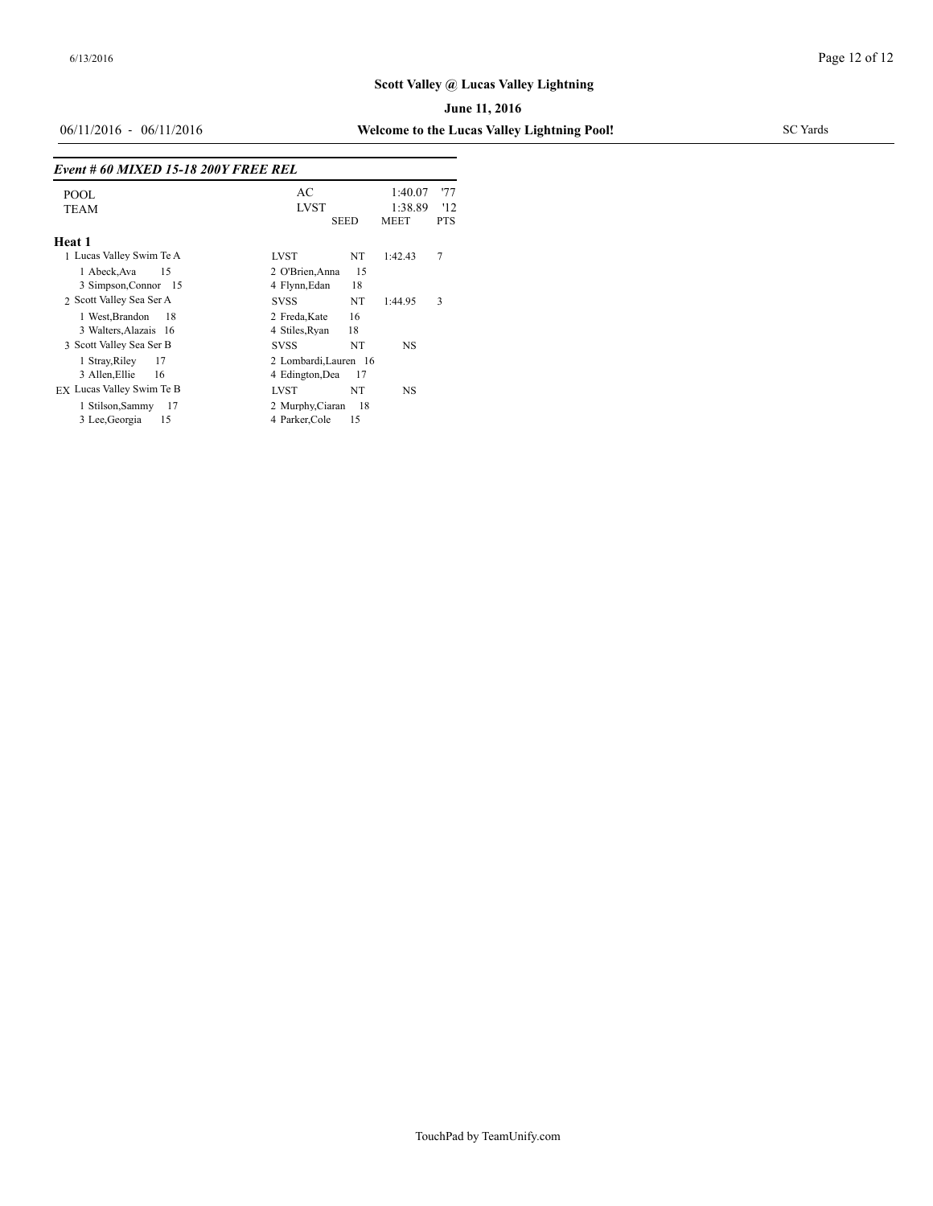**Scott Valley @ Lucas Valley Lightning**

**June 11, 2016**

06/11/2016 - 06/11/2016 **Welcome to the Lucas Valley Lightning Pool!** SC Yards

### *Event # 60 MIXED 15-18 200Y FREE REL*

| | | | | |
|---|---|---|---|---|
| POOL | AC | | 1:40.07 | '77 |
| TEAM | LVST | | 1:38.89 | '12 |
| | | SEED | MEET | PTS |

**Heat 1**

| | | | | |
|---|---|---|---|---|
| 1 Lucas Valley Swim Te A | LVST | NT | 1:42.43 | 7 |
| 1 Abeck,Ava 15 | 2 O'Brien,Anna 15 | | | |
| 3 Simpson,Connor 15 | 4 Flynn,Edan 18 | | | |
| 2 Scott Valley Sea Ser A | SVSS | NT | 1:44.95 | 3 |
| 1 West,Brandon 18 | 2 Freda,Kate 16 | | | |
| 3 Walters,Alazais 16 | 4 Stiles,Ryan 18 | | | |
| 3 Scott Valley Sea Ser B | SVSS | NT | NS | |
| 1 Stray,Riley 17 | 2 Lombardi,Lauren 16 | | | |
| 3 Allen,Ellie 16 | 4 Edington,Dea 17 | | | |
| EX Lucas Valley Swim Te B | LVST | NT | NS | |
| 1 Stilson,Sammy 17 | 2 Murphy,Ciaran 18 | | | |
| 3 Lee,Georgia 15 | 4 Parker,Cole 15 | | | |

TouchPad by TeamUnify.com